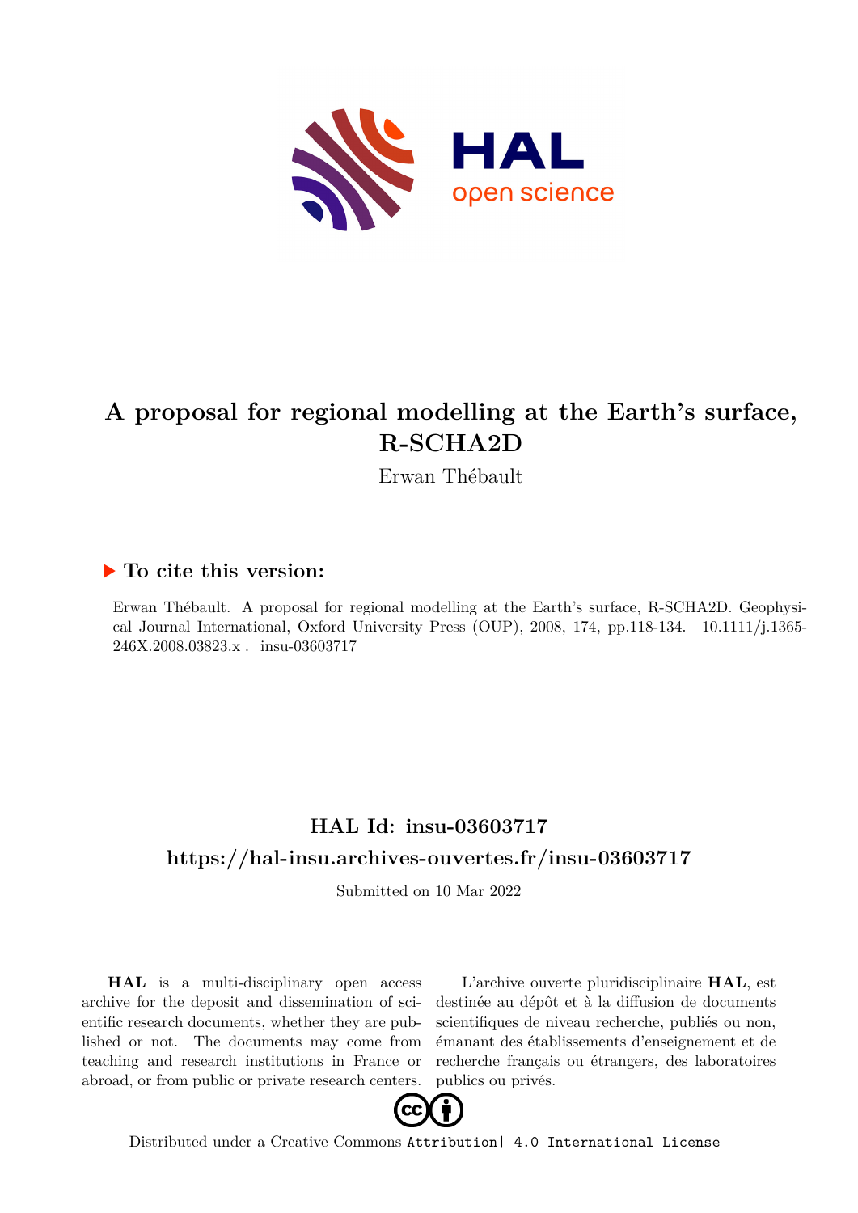# A proposal for regional modelling at the Earth's surface, R-SCHA2D

Erwan Thébault

## ▶ To cite this version:

Erwan Thébault. A proposal for regional modelling at the Earth's surface, R-SCHA2D. Geophysical Journal International, Oxford University Press (OUP), 2008, 174, pp.118-134. 10.1111/j.1365-246X.2008.03823.x . insu-03603717

## HAL Id: insu-03603717

## https://hal-insu.archives-ouvertes.fr/insu-03603717

Submitted on 10 Mar 2022

**HAL** is a multi-disciplinary open access archive for the deposit and dissemination of scientific research documents, whether they are published or not. The documents may come from teaching and research institutions in France or abroad, or from public or private research centers.

L'archive ouverte pluridisciplinaire **HAL**, est destinée au dépôt et à la diffusion de documents scientifiques de niveau recherche, publiés ou non, émanant des établissements d'enseignement et de recherche français ou étrangers, des laboratoires publics ou privés.

Distributed under a Creative Commons Attribution| 4.0 International License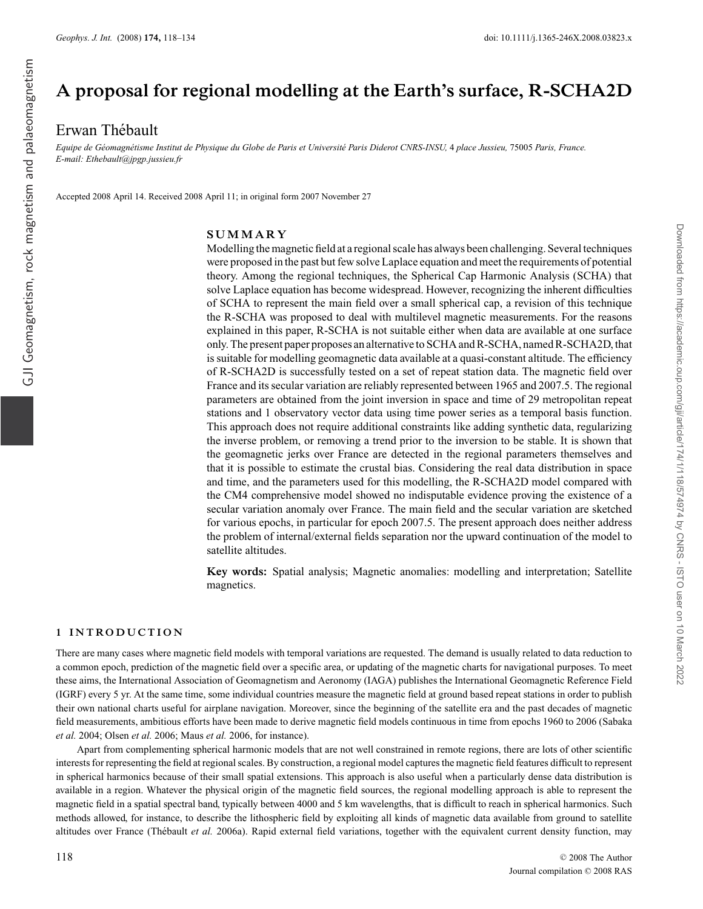# A proposal for regional modelling at the Earth's surface, R-SCHA2D

Erwan Thébault

*Equipe de Géomagnétisme Institut de Physique du Globe de Paris et Université Paris Diderot CNRS-INSU, 4 place Jussieu, 75005 Paris, France. E-mail: Ethebault@jpgp.jussieu.fr*

Accepted 2008 April 14. Received 2008 April 11; in original form 2007 November 27

## SUMMARY

Modelling the magnetic field at a regional scale has always been challenging. Several techniques were proposed in the past but few solve Laplace equation and meet the requirements of potential theory. Among the regional techniques, the Spherical Cap Harmonic Analysis (SCHA) that solve Laplace equation has become widespread. However, recognizing the inherent difficulties of SCHA to represent the main field over a small spherical cap, a revision of this technique the R-SCHA was proposed to deal with multilevel magnetic measurements. For the reasons explained in this paper, R-SCHA is not suitable either when data are available at one surface only. The present paper proposes an alternative to SCHA and R-SCHA, named R-SCHA2D, that is suitable for modelling geomagnetic data available at a quasi-constant altitude. The efficiency of R-SCHA2D is successfully tested on a set of repeat station data. The magnetic field over France and its secular variation are reliably represented between 1965 and 2007.5. The regional parameters are obtained from the joint inversion in space and time of 29 metropolitan repeat stations and 1 observatory vector data using time power series as a temporal basis function. This approach does not require additional constraints like adding synthetic data, regularizing the inverse problem, or removing a trend prior to the inversion to be stable. It is shown that the geomagnetic jerks over France are detected in the regional parameters themselves and that it is possible to estimate the crustal bias. Considering the real data distribution in space and time, and the parameters used for this modelling, the R-SCHA2D model compared with the CM4 comprehensive model showed no indisputable evidence proving the existence of a secular variation anomaly over France. The main field and the secular variation are sketched for various epochs, in particular for epoch 2007.5. The present approach does neither address the problem of internal/external fields separation nor the upward continuation of the model to satellite altitudes.

**Key words:** Spatial analysis; Magnetic anomalies: modelling and interpretation; Satellite magnetics.

## 1 INTRODUCTION

There are many cases where magnetic field models with temporal variations are requested. The demand is usually related to data reduction to a common epoch, prediction of the magnetic field over a specific area, or updating of the magnetic charts for navigational purposes. To meet these aims, the International Association of Geomagnetism and Aeronomy (IAGA) publishes the International Geomagnetic Reference Field (IGRF) every 5 yr. At the same time, some individual countries measure the magnetic field at ground based repeat stations in order to publish their own national charts useful for airplane navigation. Moreover, since the beginning of the satellite era and the past decades of magnetic field measurements, ambitious efforts have been made to derive magnetic field models continuous in time from epochs 1960 to 2006 (Sabaka *et al.* 2004; Olsen *et al.* 2006; Maus *et al.* 2006, for instance).

Apart from complementing spherical harmonic models that are not well constrained in remote regions, there are lots of other scientific interests for representing the field at regional scales. By construction, a regional model captures the magnetic field features difficult to represent in spherical harmonics because of their small spatial extensions. This approach is also useful when a particularly dense data distribution is available in a region. Whatever the physical origin of the magnetic field sources, the regional modelling approach is able to represent the magnetic field in a spatial spectral band, typically between 4000 and 5 km wavelengths, that is difficult to reach in spherical harmonics. Such methods allowed, for instance, to describe the lithospheric field by exploiting all kinds of magnetic data available from ground to satellite altitudes over France (Thébault *et al.* 2006a). Rapid external field variations, together with the equivalent current density function, may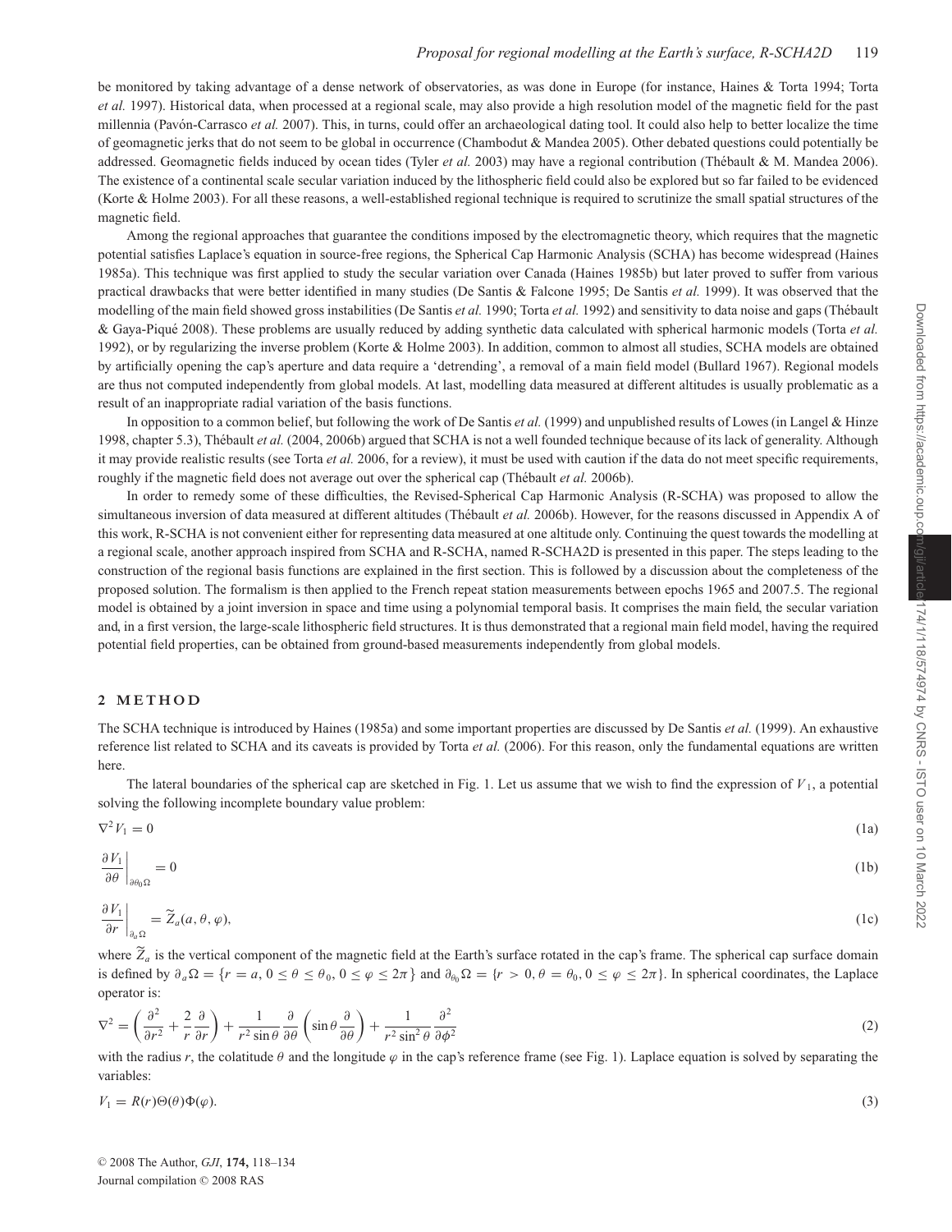be monitored by taking advantage of a dense network of observatories, as was done in Europe (for instance, Haines & Torta 1994; Torta *et al.* 1997). Historical data, when processed at a regional scale, may also provide a high resolution model of the magnetic field for the past millennia (Pavón-Carrasco *et al.* 2007). This, in turns, could offer an archaeological dating tool. It could also help to better localize the time of geomagnetic jerks that do not seem to be global in occurrence (Chambodut & Mandea 2005). Other debated questions could potentially be addressed. Geomagnetic fields induced by ocean tides (Tyler *et al.* 2003) may have a regional contribution (Thébault & M. Mandea 2006). The existence of a continental scale secular variation induced by the lithospheric field could also be explored but so far failed to be evidenced (Korte & Holme 2003). For all these reasons, a well-established regional technique is required to scrutinize the small spatial structures of the magnetic field.

Among the regional approaches that guarantee the conditions imposed by the electromagnetic theory, which requires that the magnetic potential satisfies Laplace's equation in source-free regions, the Spherical Cap Harmonic Analysis (SCHA) has become widespread (Haines 1985a). This technique was first applied to study the secular variation over Canada (Haines 1985b) but later proved to suffer from various practical drawbacks that were better identified in many studies (De Santis & Falcone 1995; De Santis *et al.* 1999). It was observed that the modelling of the main field showed gross instabilities (De Santis *et al.* 1990; Torta *et al.* 1992) and sensitivity to data noise and gaps (Thébault & Gaya-Piqué 2008). These problems are usually reduced by adding synthetic data calculated with spherical harmonic models (Torta *et al.* 1992), or by regularizing the inverse problem (Korte & Holme 2003). In addition, common to almost all studies, SCHA models are obtained by artificially opening the cap's aperture and data require a 'detrending', a removal of a main field model (Bullard 1967). Regional models are thus not computed independently from global models. At last, modelling data measured at different altitudes is usually problematic as a result of an inappropriate radial variation of the basis functions.

In opposition to a common belief, but following the work of De Santis *et al.* (1999) and unpublished results of Lowes (in Langel & Hinze 1998, chapter 5.3), Thébault *et al.* (2004, 2006b) argued that SCHA is not a well founded technique because of its lack of generality. Although it may provide realistic results (see Torta *et al.* 2006, for a review), it must be used with caution if the data do not meet specific requirements, roughly if the magnetic field does not average out over the spherical cap (Thébault *et al.* 2006b).

In order to remedy some of these difficulties, the Revised-Spherical Cap Harmonic Analysis (R-SCHA) was proposed to allow the simultaneous inversion of data measured at different altitudes (Thébault *et al.* 2006b). However, for the reasons discussed in Appendix A of this work, R-SCHA is not convenient either for representing data measured at one altitude only. Continuing the quest towards the modelling at a regional scale, another approach inspired from SCHA and R-SCHA, named R-SCHA2D is presented in this paper. The steps leading to the construction of the regional basis functions are explained in the first section. This is followed by a discussion about the completeness of the proposed solution. The formalism is then applied to the French repeat station measurements between epochs 1965 and 2007.5. The regional model is obtained by a joint inversion in space and time using a polynomial temporal basis. It comprises the main field, the secular variation and, in a first version, the large-scale lithospheric field structures. It is thus demonstrated that a regional main field model, having the required potential field properties, can be obtained from ground-based measurements independently from global models.

## 2 METHOD

The SCHA technique is introduced by Haines (1985a) and some important properties are discussed by De Santis *et al.* (1999). An exhaustive reference list related to SCHA and its caveats is provided by Torta *et al.* (2006). For this reason, only the fundamental equations are written here.

The lateral boundaries of the spherical cap are sketched in Fig. 1. Let us assume that we wish to find the expression of $V_1$, a potential solving the following incomplete boundary value problem:

$$\nabla^2 V_1 = 0 \tag{1a}$$

$$\left.\frac{\partial V_1}{\partial \theta}\right|_{\partial_{\theta_0}\Omega} = 0 \tag{1b}$$

$$\left.\frac{\partial V_1}{\partial r}\right|_{\partial_a \Omega} = \widetilde{Z}_a(a, \theta, \varphi), \tag{1c}$$

where $\widetilde{Z}_a$ is the vertical component of the magnetic field at the Earth's surface rotated in the cap's frame. The spherical cap surface domain is defined by $\partial_a \Omega = \{r = a, 0 \leq \theta \leq \theta_0, 0 \leq \varphi \leq 2\pi\}$ and $\partial_{\theta_0}\Omega = \{r > 0, \theta = \theta_0, 0 \leq \varphi \leq 2\pi\}$. In spherical coordinates, the Laplace operator is:

$$\nabla^2 = \left(\frac{\partial^2}{\partial r^2} + \frac{2}{r}\frac{\partial}{\partial r}\right) + \frac{1}{r^2 \sin\theta}\frac{\partial}{\partial \theta}\left(\sin\theta \frac{\partial}{\partial \theta}\right) + \frac{1}{r^2 \sin^2\theta}\frac{\partial^2}{\partial \phi^2} \tag{2}$$

with the radius $r$, the colatitude $\theta$ and the longitude $\varphi$ in the cap's reference frame (see Fig. 1). Laplace equation is solved by separating the variables:

$$V_1 = R(r)\Theta(\theta)\Phi(\varphi). \tag{3}$$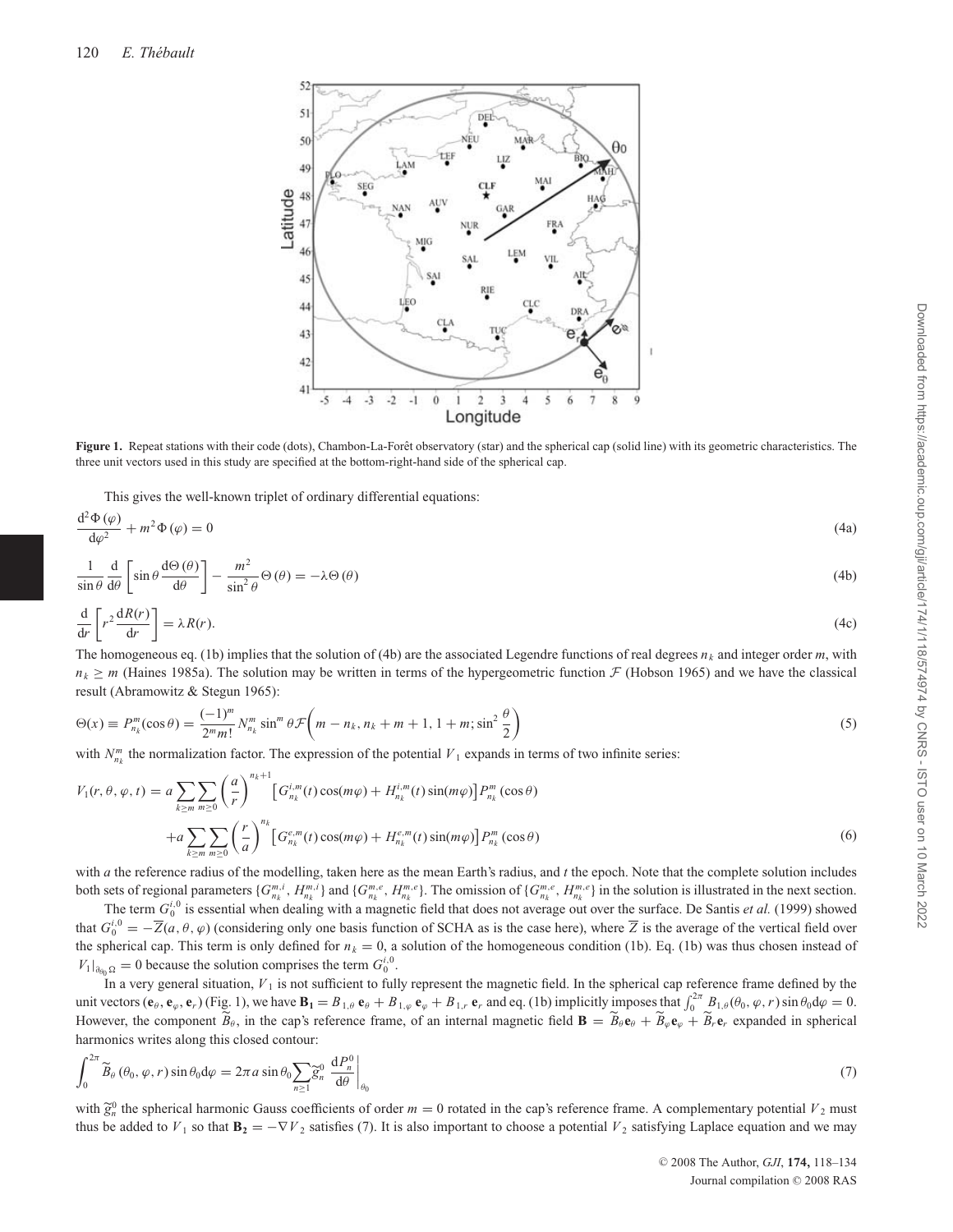**Figure 1.** Repeat stations with their code (dots), Chambon-La-Forêt observatory (star) and the spherical cap (solid line) with its geometric characteristics. The three unit vectors used in this study are specified at the bottom-right-hand side of the spherical cap.

This gives the well-known triplet of ordinary differential equations:

$$\frac{\mathrm{d}^2\Phi(\varphi)}{\mathrm{d}\varphi^2} + m^2\Phi(\varphi) = 0 \tag{4a}$$

$$\frac{1}{\sin\theta}\frac{\mathrm{d}}{\mathrm{d}\theta}\left[\sin\theta\frac{\mathrm{d}\Theta(\theta)}{\mathrm{d}\theta}\right] - \frac{m^2}{\sin^2\theta}\Theta(\theta) = -\lambda\Theta(\theta) \tag{4b}$$

$$\frac{\mathrm{d}}{\mathrm{d}r}\left[r^2\frac{\mathrm{d}R(r)}{\mathrm{d}r}\right] = \lambda R(r). \tag{4c}$$

The homogeneous eq. (1b) implies that the solution of (4b) are the associated Legendre functions of real degrees $n_k$ and integer order $m$, with $n_k \geq m$ (Haines 1985a). The solution may be written in terms of the hypergeometric function $\mathcal{F}$ (Hobson 1965) and we have the classical result (Abramowitz & Stegun 1965):

$$\Theta(x) \equiv P_{n_k}^m(\cos\theta) = \frac{(-1)^m}{2^m m!}N_{n_k}^m \sin^m\theta\,\mathcal{F}\left(m - n_k, n_k + m + 1, 1 + m; \sin^2\frac{\theta}{2}\right) \tag{5}$$

with $N_{n_k}^m$ the normalization factor. The expression of the potential $V_1$ expands in terms of two infinite series:

$$\begin{aligned} V_1(r,\theta,\varphi,t) = a\sum_{k\geq m}\sum_{m\geq 0}\left(\frac{a}{r}\right)^{n_k+1}\left[G_{n_k}^{i,m}(t)\cos(m\varphi) + H_{n_k}^{i,m}(t)\sin(m\varphi)\right]P_{n_k}^m(\cos\theta) \\ + a\sum_{k\geq m}\sum_{m\geq 0}\left(\frac{r}{a}\right)^{n_k}\left[G_{n_k}^{e,m}(t)\cos(m\varphi) + H_{n_k}^{e,m}(t)\sin(m\varphi)\right]P_{n_k}^m(\cos\theta) \end{aligned} \tag{6}$$

with $a$ the reference radius of the modelling, taken here as the mean Earth's radius, and $t$ the epoch. Note that the complete solution includes both sets of regional parameters $\{G_{n_k}^{m,i}, H_{n_k}^{m,i}\}$ and $\{G_{n_k}^{m,e}, H_{n_k}^{m,e}\}$. The omission of $\{G_{n_k}^{m,e}, H_{n_k}^{m,e}\}$ in the solution is illustrated in the next section.

The term $G_0^{i,0}$ is essential when dealing with a magnetic field that does not average out over the surface. De Santis *et al.* (1999) showed that $G_0^{i,0} = -\overline{Z}(a,\theta,\varphi)$ (considering only one basis function of SCHA as is the case here), where $\overline{Z}$ is the average of the vertical field over the spherical cap. This term is only defined for $n_k = 0$, a solution of the homogeneous condition (1b). Eq. (1b) was thus chosen instead of $V_1|_{\partial_{\theta_0}\Omega} = 0$ because the solution comprises the term $G_0^{i,0}$.

In a very general situation, $V_1$ is not sufficient to fully represent the magnetic field. In the spherical cap reference frame defined by the unit vectors $(\mathbf{e}_\theta, \mathbf{e}_\varphi, \mathbf{e}_r)$ (Fig. 1), we have $\mathbf{B_1} = B_{1,\theta}\,\mathbf{e}_\theta + B_{1,\varphi}\,\mathbf{e}_\varphi + B_{1,r}\,\mathbf{e}_r$ and eq. (1b) implicitly imposes that $\int_0^{2\pi} B_{1,\theta}(\theta_0,\varphi,r)\sin\theta_0\mathrm{d}\varphi = 0$. However, the component $\widetilde{B}_\theta$, in the cap's reference frame, of an internal magnetic field $\mathbf{B} = \widetilde{B}_\theta\mathbf{e}_\theta + \widetilde{B}_\varphi\mathbf{e}_\varphi + \widetilde{B}_r\mathbf{e}_r$ expanded in spherical harmonics writes along this closed contour:

$$\int_0^{2\pi}\widetilde{B}_\theta(\theta_0,\varphi,r)\sin\theta_0\mathrm{d}\varphi = 2\pi a\sin\theta_0\sum_{n\geq 1}\widetilde{g}_n^0\left.\frac{\mathrm{d}P_n^0}{\mathrm{d}\theta}\right|_{\theta_0} \tag{7}$$

with $\widetilde{g}_n^0$ the spherical harmonic Gauss coefficients of order $m = 0$ rotated in the cap's reference frame. A complementary potential $V_2$ must thus be added to $V_1$ so that $\mathbf{B_2} = -\nabla V_2$ satisfies (7). It is also important to choose a potential $V_2$ satisfying Laplace equation and we may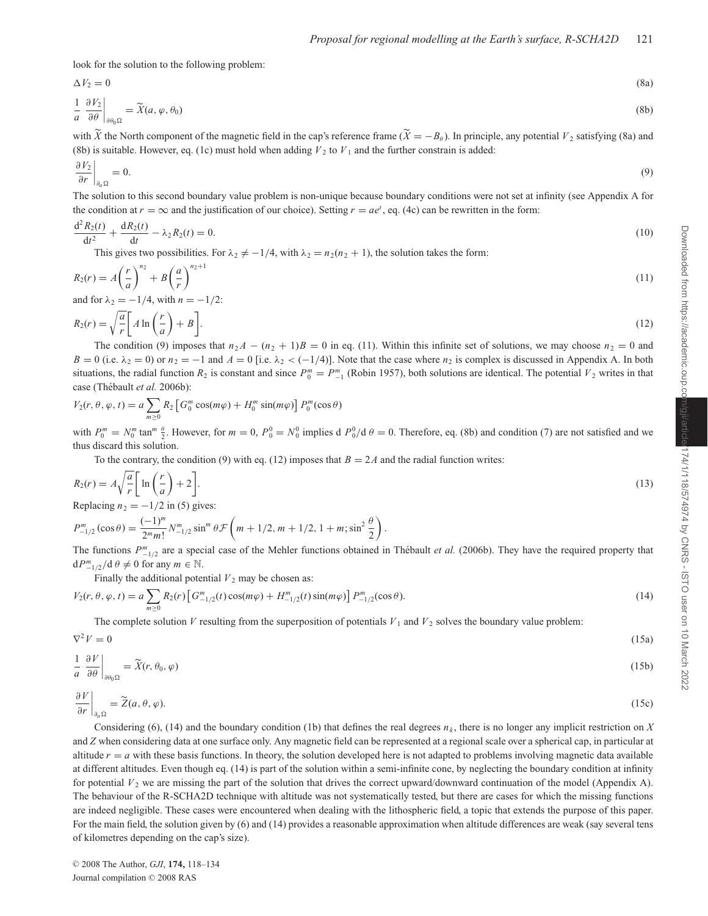look for the solution to the following problem:

$$\Delta V_2 = 0 \tag{8a}$$

$$\frac{1}{a}\left.\frac{\partial V_2}{\partial \theta}\right|_{\partial\theta_0\Omega} = \widetilde{X}(a, \varphi, \theta_0) \tag{8b}$$

with $\widetilde{X}$ the North component of the magnetic field in the cap's reference frame ($\widetilde{X} = -B_\theta$). In principle, any potential $V_2$ satisfying (8a) and (8b) is suitable. However, eq. (1c) must hold when adding $V_2$ to $V_1$ and the further constrain is added:

$$\left.\frac{\partial V_2}{\partial r}\right|_{\partial_a\Omega} = 0. \tag{9}$$

The solution to this second boundary value problem is non-unique because boundary conditions were not set at infinity (see Appendix A for the condition at $r = \infty$ and the justification of our choice). Setting $r = ae^t$, eq. (4c) can be rewritten in the form:

$$\frac{\mathrm{d}^2 R_2(t)}{\mathrm{d}t^2} + \frac{\mathrm{d}R_2(t)}{\mathrm{d}t} - \lambda_2 R_2(t) = 0. \tag{10}$$

This gives two possibilities. For $\lambda_2 \neq -1/4$, with $\lambda_2 = n_2(n_2+1)$, the solution takes the form:

$$R_2(r) = A\left(\frac{r}{a}\right)^{n_2} + B\left(\frac{a}{r}\right)^{n_2+1} \tag{11}$$

and for $\lambda_2 = -1/4$, with $n = -1/2$:

$$R_2(r) = \sqrt{\frac{a}{r}}\left[A\ln\left(\frac{r}{a}\right) + B\right]. \tag{12}$$

The condition (9) imposes that $n_2 A - (n_2+1)B = 0$ in eq. (11). Within this infinite set of solutions, we may choose $n_2 = 0$ and $B = 0$ (i.e. $\lambda_2 = 0$) or $n_2 = -1$ and $A = 0$ [i.e. $\lambda_2 < (-1/4)$]. Note that the case where $n_2$ is complex is discussed in Appendix A. In both situations, the radial function $R_2$ is constant and since $P_0^m = P_{-1}^m$ (Robin 1957), both solutions are identical. The potential $V_2$ writes in that case (Thébault *et al.* 2006b):

$$V_2(r,\theta,\varphi,t) = a\sum_{m\geq 0} R_2\left[G_0^m\cos(m\varphi) + H_0^m\sin(m\varphi)\right]P_0^m(\cos\theta)$$

with $P_0^m = N_0^m \tan^m\frac{\theta}{2}$. However, for $m = 0$, $P_0^0 = N_0^0$ implies d $P_0^0/\mathrm{d}\,\theta = 0$. Therefore, eq. (8b) and condition (7) are not satisfied and we thus discard this solution.

To the contrary, the condition (9) with eq. (12) imposes that $B = 2A$ and the radial function writes:

$$R_2(r) = A\sqrt{\frac{a}{r}}\left[\ln\left(\frac{r}{a}\right) + 2\right]. \tag{13}$$

Replacing $n_2 = -1/2$ in (5) gives:

$$P_{-1/2}^m(\cos\theta) = \frac{(-1)^m}{2^m m!}N_{-1/2}^m \sin^m\theta\,\mathcal{F}\left(m+1/2, m+1/2, 1+m; \sin^2\frac{\theta}{2}\right).$$

The functions $P_{-1/2}^m$ are a special case of the Mehler functions obtained in Thébault *et al.* (2006b). They have the required property that $\mathrm{d}P_{-1/2}^m/\mathrm{d}\,\theta \neq 0$ for any $m \in \mathbb{N}$.

Finally the additional potential $V_2$ may be chosen as:

$$V_2(r,\theta,\varphi,t) = a\sum_{m\geq 0} R_2(r)\left[G_{-1/2}^m(t)\cos(m\varphi) + H_{-1/2}^m(t)\sin(m\varphi)\right]P_{-1/2}^m(\cos\theta). \tag{14}$$

The complete solution $V$ resulting from the superposition of potentials $V_1$ and $V_2$ solves the boundary value problem:

$$\nabla^2 V = 0 \tag{15a}$$

$$\frac{1}{a}\left.\frac{\partial V}{\partial \theta}\right|_{\partial\theta_0\Omega} = \widetilde{X}(r, \theta_0, \varphi) \tag{15b}$$

$$\left.\frac{\partial V}{\partial r}\right|_{\partial_a\Omega} = \widetilde{Z}(a, \theta, \varphi). \tag{15c}$$

Considering (6), (14) and the boundary condition (1b) that defines the real degrees $n_k$, there is no longer any implicit restriction on $X$ and $Z$ when considering data at one surface only. Any magnetic field can be represented at a regional scale over a spherical cap, in particular at altitude $r = a$ with these basis functions. In theory, the solution developed here is not adapted to problems involving magnetic data available at different altitudes. Even though eq. (14) is part of the solution within a semi-infinite cone, by neglecting the boundary condition at infinity for potential $V_2$ we are missing the part of the solution that drives the correct upward/downward continuation of the model (Appendix A). The behaviour of the R-SCHA2D technique with altitude was not systematically tested, but there are cases for which the missing functions are indeed negligible. These cases were encountered when dealing with the lithospheric field, a topic that extends the purpose of this paper. For the main field, the solution given by (6) and (14) provides a reasonable approximation when altitude differences are weak (say several tens of kilometres depending on the cap's size).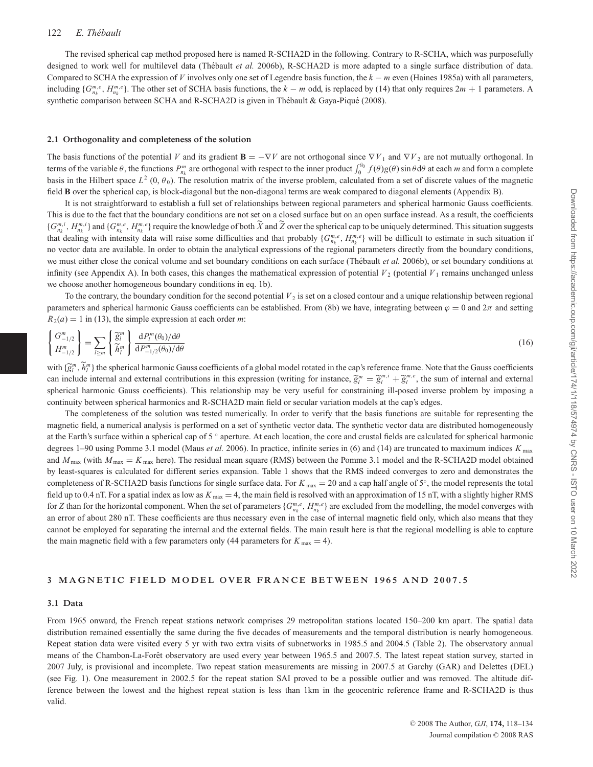The revised spherical cap method proposed here is named R-SCHA2D in the following. Contrary to R-SCHA, which was purposefully designed to work well for multilevel data (Thébault *et al.* 2006b), R-SCHA2D is more adapted to a single surface distribution of data. Compared to SCHA the expression of $V$ involves only one set of Legendre basis function, the $k-m$ even (Haines 1985a) with all parameters, including $\{G_{n_k}^{m,e}, H_{n_k}^{m,e}\}$. The other set of SCHA basis functions, the $k-m$ odd, is replaced by (14) that only requires $2m+1$ parameters. A synthetic comparison between SCHA and R-SCHA2D is given in Thébault & Gaya-Piqué (2008).

### 2.1 Orthogonality and completeness of the solution

The basis functions of the potential $V$ and its gradient $\mathbf{B} = -\nabla V$ are not orthogonal since $\nabla V_1$ and $\nabla V_2$ are not mutually orthogonal. In terms of the variable $\theta$, the functions $P_{n_k}^m$ are orthogonal with respect to the inner product $\int_0^{\theta_0} f(\theta)g(\theta)\sin\theta \mathrm{d}\theta$ at each $m$ and form a complete basis in the Hilbert space $L^2(0, \theta_0)$. The resolution matrix of the inverse problem, calculated from a set of discrete values of the magnetic field $\mathbf{B}$ over the spherical cap, is block-diagonal but the non-diagonal terms are weak compared to diagonal elements (Appendix B).

It is not straightforward to establish a full set of relationships between regional parameters and spherical harmonic Gauss coefficients. This is due to the fact that the boundary conditions are not set on a closed surface but on an open surface instead. As a result, the coefficients $\{G_{n_k}^{m,i}, H_{n_k}^{m,i}\}$ and $\{G_{n_k}^{m,e}, H_{n_k}^{m,e}\}$ require the knowledge of both $\widetilde{X}$ and $\widetilde{Z}$ over the spherical cap to be uniquely determined. This situation suggests that dealing with intensity data will raise some difficulties and that probably $\{G_{n_k}^{m,e}, H_{n_k}^{m,e}\}$ will be difficult to estimate in such situation if no vector data are available. In order to obtain the analytical expressions of the regional parameters directly from the boundary conditions, we must either close the conical volume and set boundary conditions on each surface (Thébault *et al.* 2006b), or set boundary conditions at infinity (see Appendix A). In both cases, this changes the mathematical expression of potential $V_2$ (potential $V_1$ remains unchanged unless we choose another homogeneous boundary conditions in eq. 1b).

To the contrary, the boundary condition for the second potential $V_2$ is set on a closed contour and a unique relationship between regional parameters and spherical harmonic Gauss coefficients can be established. From (8b) we have, integrating between $\varphi = 0$ and $2\pi$ and setting $R_2(a) = 1$ in (13), the simple expression at each order $m$:

$$\begin{Bmatrix} G_{-1/2}^m \\ H_{-1/2}^m \end{Bmatrix} = \sum_{l \geq m} \begin{Bmatrix} \widetilde{g}_l^m \\ \widetilde{h}_l^m \end{Bmatrix} \frac{\mathrm{d}P_l^m(\theta_0)/\mathrm{d}\theta}{\mathrm{d}P_{-1/2}^m(\theta_0)/\mathrm{d}\theta} \tag{16}$$

with $\{\widetilde{g}_l^m, \widetilde{h}_l^m\}$ the spherical harmonic Gauss coefficients of a global model rotated in the cap's reference frame. Note that the Gauss coefficients can include internal and external contributions in this expression (writing for instance, $\widetilde{g}_l^m = \widetilde{g}_l^{m,i} + \widetilde{g}_l^{m,e}$, the sum of internal and external spherical harmonic Gauss coefficients). This relationship may be very useful for constraining ill-posed inverse problem by imposing a continuity between spherical harmonics and R-SCHA2D main field or secular variation models at the cap's edges.

The completeness of the solution was tested numerically. In order to verify that the basis functions are suitable for representing the magnetic field, a numerical analysis is performed on a set of synthetic vector data. The synthetic vector data are distributed homogeneously at the Earth's surface within a spherical cap of 5 ° aperture. At each location, the core and crustal fields are calculated for spherical harmonic degrees 1–90 using Pomme 3.1 model (Maus *et al.* 2006). In practice, infinite series in (6) and (14) are truncated to maximum indices $K_{\max}$ and $M_{\max}$ (with $M_{\max} = K_{\max}$ here). The residual mean square (RMS) between the Pomme 3.1 model and the R-SCHA2D model obtained by least-squares is calculated for different series expansion. Table 1 shows that the RMS indeed converges to zero and demonstrates the completeness of R-SCHA2D basis functions for single surface data. For $K_{\max} = 20$ and a cap half angle of 5°, the model represents the total field up to 0.4 nT. For a spatial index as low as $K_{\max} = 4$, the main field is resolved with an approximation of 15 nT, with a slightly higher RMS for $Z$ than for the horizontal component. When the set of parameters $\{G_{n_k}^{m,e}, H_{n_k}^{m,e}\}$ are excluded from the modelling, the model converges with an error of about 280 nT. These coefficients are thus necessary even in the case of internal magnetic field only, which also means that they cannot be employed for separating the internal and the external fields. The main result here is that the regional modelling is able to capture the main magnetic field with a few parameters only (44 parameters for $K_{\max} = 4$).

## 3 MAGNETIC FIELD MODEL OVER FRANCE BETWEEN 1965 AND 2007.5

### 3.1 Data

From 1965 onward, the French repeat stations network comprises 29 metropolitan stations located 150–200 km apart. The spatial data distribution remained essentially the same during the five decades of measurements and the temporal distribution is nearly homogeneous. Repeat station data were visited every 5 yr with two extra visits of subnetworks in 1985.5 and 2004.5 (Table 2). The observatory annual means of the Chambon-La-Forêt observatory are used every year between 1965.5 and 2007.5. The latest repeat station survey, started in 2007 July, is provisional and incomplete. Two repeat station measurements are missing in 2007.5 at Garchy (GAR) and Delettes (DEL) (see Fig. 1). One measurement in 2002.5 for the repeat station SAI proved to be a possible outlier and was removed. The altitude difference between the lowest and the highest repeat station is less than 1km in the geocentric reference frame and R-SCHA2D is thus valid.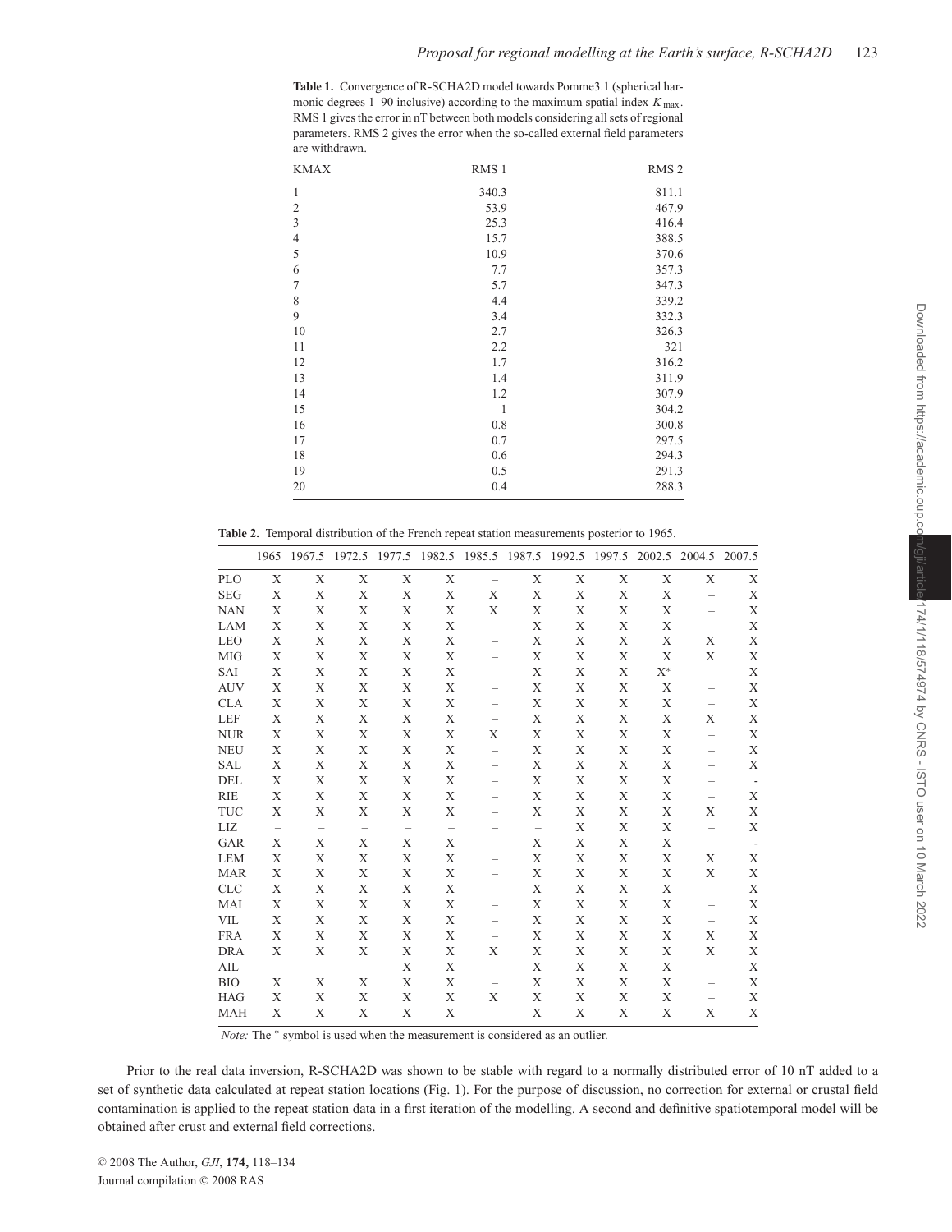**Table 1.** Convergence of R-SCHA2D model towards Pomme3.1 (spherical harmonic degrees 1–90 inclusive) according to the maximum spatial index $K_{\max}$. RMS 1 gives the error in nT between both models considering all sets of regional parameters. RMS 2 gives the error when the so-called external field parameters are withdrawn.

| KMAX | RMS 1 | RMS 2 |
|---|---|---|
| 1 | 340.3 | 811.1 |
| 2 | 53.9 | 467.9 |
| 3 | 25.3 | 416.4 |
| 4 | 15.7 | 388.5 |
| 5 | 10.9 | 370.6 |
| 6 | 7.7 | 357.3 |
| 7 | 5.7 | 347.3 |
| 8 | 4.4 | 339.2 |
| 9 | 3.4 | 332.3 |
| 10 | 2.7 | 326.3 |
| 11 | 2.2 | 321 |
| 12 | 1.7 | 316.2 |
| 13 | 1.4 | 311.9 |
| 14 | 1.2 | 307.9 |
| 15 | 1 | 304.2 |
| 16 | 0.8 | 300.8 |
| 17 | 0.7 | 297.5 |
| 18 | 0.6 | 294.3 |
| 19 | 0.5 | 291.3 |
| 20 | 0.4 | 288.3 |

**Table 2.** Temporal distribution of the French repeat station measurements posterior to 1965.

| | 1965 | 1967.5 | 1972.5 | 1977.5 | 1982.5 | 1985.5 | 1987.5 | 1992.5 | 1997.5 | 2002.5 | 2004.5 | 2007.5 |
|---|---|---|---|---|---|---|---|---|---|---|---|---|
| PLO | X | X | X | X | X | – | X | X | X | X | X | X |
| SEG | X | X | X | X | X | X | X | X | X | X | – | X |
| NAN | X | X | X | X | X | X | X | X | X | X | – | X |
| LAM | X | X | X | X | X | – | X | X | X | X | – | X |
| LEO | X | X | X | X | X | – | X | X | X | X | X | X |
| MIG | X | X | X | X | X | – | X | X | X | X | X | X |
| SAI | X | X | X | X | X | – | X | X | X | X* | – | X |
| AUV | X | X | X | X | X | – | X | X | X | X | – | X |
| CLA | X | X | X | X | X | – | X | X | X | X | – | X |
| LEF | X | X | X | X | X | – | X | X | X | X | X | X |
| NUR | X | X | X | X | X | X | X | X | X | X | – | X |
| NEU | X | X | X | X | X | – | X | X | X | X | – | X |
| SAL | X | X | X | X | X | – | X | X | X | X | – | X |
| DEL | X | X | X | X | X | – | X | X | X | X | – | - |
| RIE | X | X | X | X | X | – | X | X | X | X | – | X |
| TUC | X | X | X | X | X | – | X | X | X | X | X | X |
| LIZ | – | – | – | – | – | – | – | X | X | X | – | X |
| GAR | X | X | X | X | X | – | X | X | X | X | – | - |
| LEM | X | X | X | X | X | – | X | X | X | X | X | X |
| MAR | X | X | X | X | X | – | X | X | X | X | X | X |
| CLC | X | X | X | X | X | – | X | X | X | X | – | X |
| MAI | X | X | X | X | X | – | X | X | X | X | – | X |
| VIL | X | X | X | X | X | – | X | X | X | X | – | X |
| FRA | X | X | X | X | X | – | X | X | X | X | X | X |
| DRA | X | X | X | X | X | X | X | X | X | X | X | X |
| AIL | – | – | – | X | X | – | X | X | X | X | – | X |
| BIO | X | X | X | X | X | – | X | X | X | X | – | X |
| HAG | X | X | X | X | X | X | X | X | X | X | – | X |
| MAH | X | X | X | X | X | – | X | X | X | X | X | X |

*Note:* The * symbol is used when the measurement is considered as an outlier.

Prior to the real data inversion, R-SCHA2D was shown to be stable with regard to a normally distributed error of 10 nT added to a set of synthetic data calculated at repeat station locations (Fig. 1). For the purpose of discussion, no correction for external or crustal field contamination is applied to the repeat station data in a first iteration of the modelling. A second and definitive spatiotemporal model will be obtained after crust and external field corrections.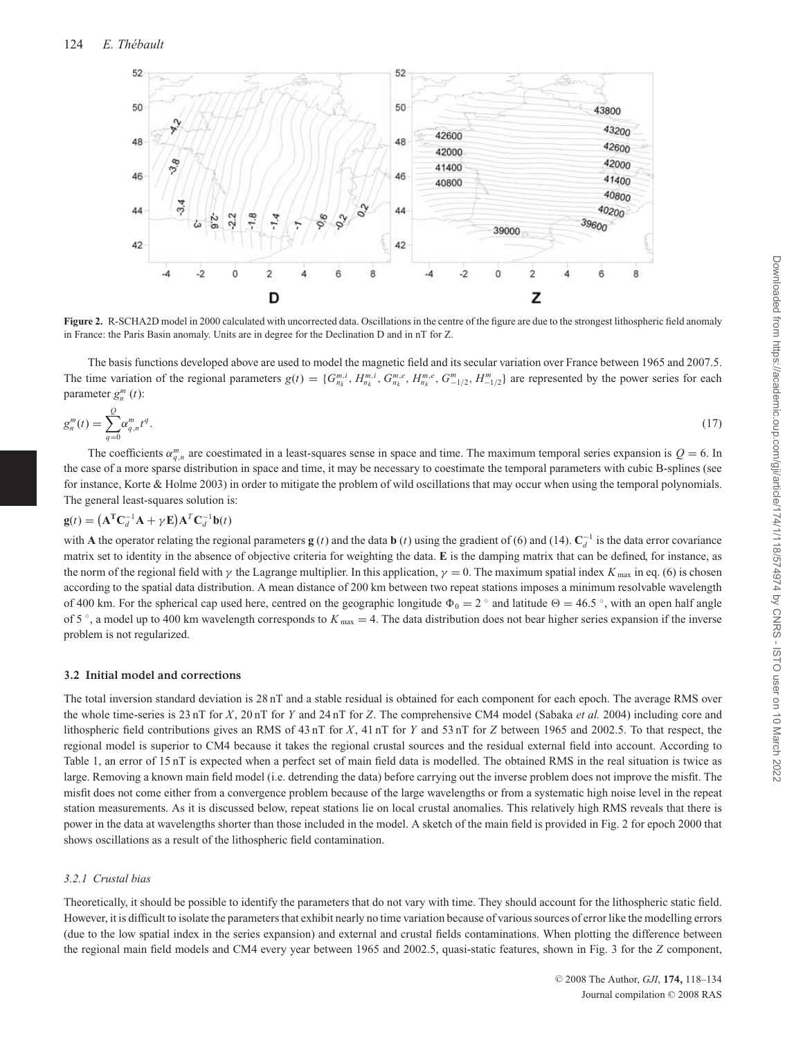**Figure 2.** R-SCHA2D model in 2000 calculated with uncorrected data. Oscillations in the centre of the figure are due to the strongest lithospheric field anomaly in France: the Paris Basin anomaly. Units are in degree for the Declination D and in nT for Z.

The basis functions developed above are used to model the magnetic field and its secular variation over France between 1965 and 2007.5. The time variation of the regional parameters $g(t) = \{G_{n_k}^{m,i}, H_{n_k}^{m,i}, G_{n_k}^{m,e}, H_{n_k}^{m,e}, G_{-1/2}^{m}, H_{-1/2}^{m}\}$ are represented by the power series for each parameter $g_n^m(t)$:

$$g_n^m(t) = \sum_{q=0}^{Q} \alpha_{q,n}^m t^q. \tag{17}$$

The coefficients $\alpha_{q,n}^m$ are coestimated in a least-squares sense in space and time. The maximum temporal series expansion is $Q = 6$. In the case of a more sparse distribution in space and time, it may be necessary to coestimate the temporal parameters with cubic B-splines (see for instance, Korte & Holme 2003) in order to mitigate the problem of wild oscillations that may occur when using the temporal polynomials. The general least-squares solution is:

$$\mathbf{g}(t) = \left(\mathbf{A^T C}_d^{-1}\mathbf{A} + \gamma \mathbf{E}\right)\mathbf{A}^T\mathbf{C}_d^{-1}\mathbf{b}(t)$$

with $\mathbf{A}$ the operator relating the regional parameters $\mathbf{g}(t)$ and the data $\mathbf{b}(t)$ using the gradient of (6) and (14). $\mathbf{C}_d^{-1}$ is the data error covariance matrix set to identity in the absence of objective criteria for weighting the data. $\mathbf{E}$ is the damping matrix that can be defined, for instance, as the norm of the regional field with $\gamma$ the Lagrange multiplier. In this application, $\gamma = 0$. The maximum spatial index $K_{\max}$ in eq. (6) is chosen according to the spatial data distribution. A mean distance of 200 km between two repeat stations imposes a minimum resolvable wavelength of 400 km. For the spherical cap used here, centred on the geographic longitude $\Phi_0 = 2^\circ$ and latitude $\Theta = 46.5^\circ$, with an open half angle of $5^\circ$, a model up to 400 km wavelength corresponds to $K_{\max} = 4$. The data distribution does not bear higher series expansion if the inverse problem is not regularized.

### 3.2 Initial model and corrections

The total inversion standard deviation is 28 nT and a stable residual is obtained for each component for each epoch. The average RMS over the whole time-series is 23 nT for $X$, 20 nT for $Y$ and 24 nT for $Z$. The comprehensive CM4 model (Sabaka *et al.* 2004) including core and lithospheric field contributions gives an RMS of 43 nT for $X$, 41 nT for $Y$ and 53 nT for $Z$ between 1965 and 2002.5. To that respect, the regional model is superior to CM4 because it takes the regional crustal sources and the residual external field into account. According to Table 1, an error of 15 nT is expected when a perfect set of main field data is modelled. The obtained RMS in the real situation is twice as large. Removing a known main field model (i.e. detrending the data) before carrying out the inverse problem does not improve the misfit. The misfit does not come either from a convergence problem because of the large wavelengths or from a systematic high noise level in the repeat station measurements. As it is discussed below, repeat stations lie on local crustal anomalies. This relatively high RMS reveals that there is power in the data at wavelengths shorter than those included in the model. A sketch of the main field is provided in Fig. 2 for epoch 2000 that shows oscillations as a result of the lithospheric field contamination.

#### *3.2.1 Crustal bias*

Theoretically, it should be possible to identify the parameters that do not vary with time. They should account for the lithospheric static field. However, it is difficult to isolate the parameters that exhibit nearly no time variation because of various sources of error like the modelling errors (due to the low spatial index in the series expansion) and external and crustal fields contaminations. When plotting the difference between the regional main field models and CM4 every year between 1965 and 2002.5, quasi-static features, shown in Fig. 3 for the $Z$ component,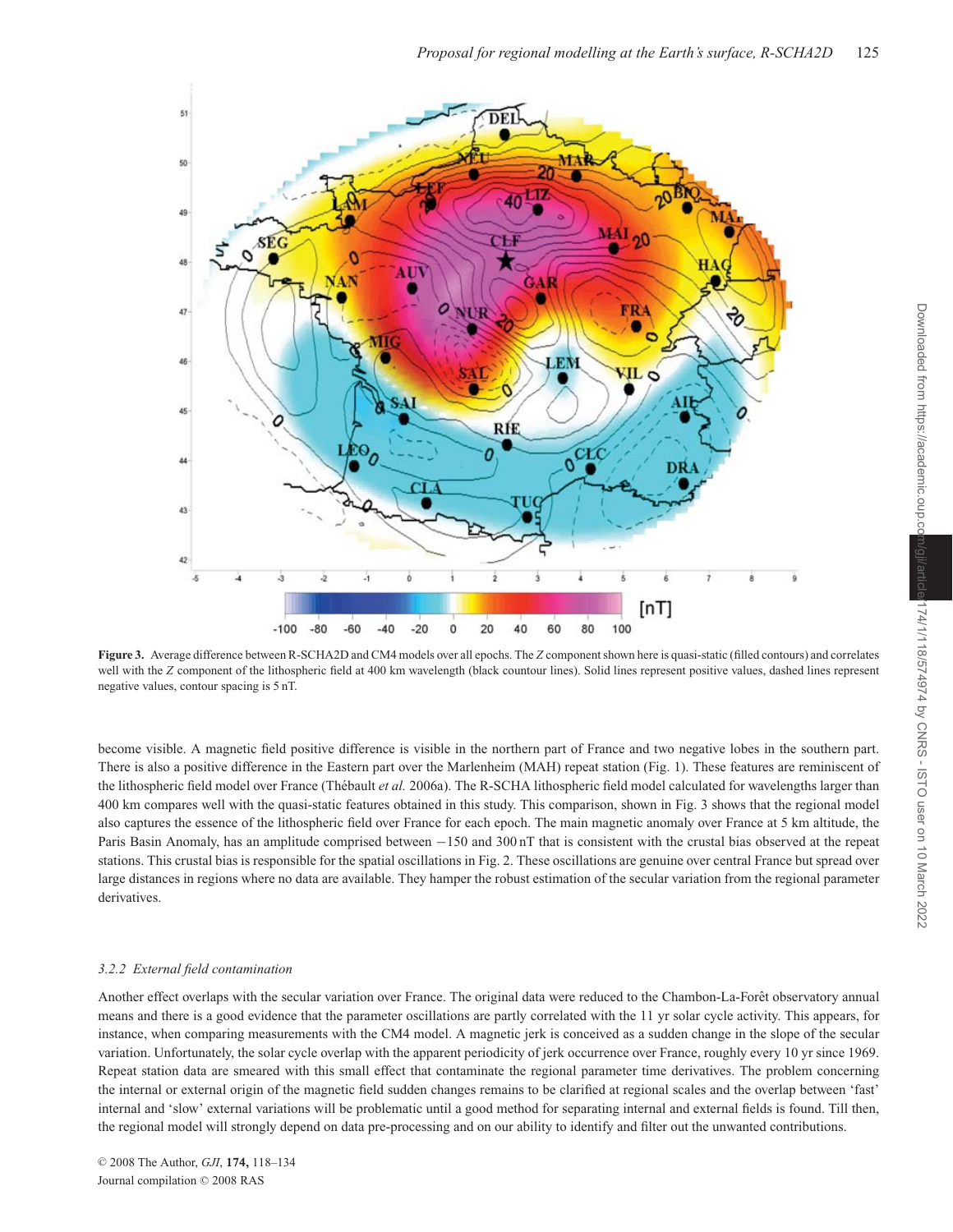Figure 3. Average difference between R-SCHA2D and CM4 models over all epochs. The $Z$ component shown here is quasi-static (filled contours) and correlates well with the $Z$ component of the lithospheric field at 400 km wavelength (black countour lines). Solid lines represent positive values, dashed lines represent negative values, contour spacing is 5 nT.

become visible. A magnetic field positive difference is visible in the northern part of France and two negative lobes in the southern part. There is also a positive difference in the Eastern part over the Marlenheim (MAH) repeat station (Fig. 1). These features are reminiscent of the lithospheric field model over France (Thébault *et al.* 2006a). The R-SCHA lithospheric field model calculated for wavelengths larger than 400 km compares well with the quasi-static features obtained in this study. This comparison, shown in Fig. 3 shows that the regional model also captures the essence of the lithospheric field over France for each epoch. The main magnetic anomaly over France at 5 km altitude, the Paris Basin Anomaly, has an amplitude comprised between −150 and 300 nT that is consistent with the crustal bias observed at the repeat stations. This crustal bias is responsible for the spatial oscillations in Fig. 2. These oscillations are genuine over central France but spread over large distances in regions where no data are available. They hamper the robust estimation of the secular variation from the regional parameter derivatives.

### *3.2.2 External field contamination*

Another effect overlaps with the secular variation over France. The original data were reduced to the Chambon-La-Forêt observatory annual means and there is a good evidence that the parameter oscillations are partly correlated with the 11 yr solar cycle activity. This appears, for instance, when comparing measurements with the CM4 model. A magnetic jerk is conceived as a sudden change in the slope of the secular variation. Unfortunately, the solar cycle overlap with the apparent periodicity of jerk occurrence over France, roughly every 10 yr since 1969. Repeat station data are smeared with this small effect that contaminate the regional parameter time derivatives. The problem concerning the internal or external origin of the magnetic field sudden changes remains to be clarified at regional scales and the overlap between 'fast' internal and 'slow' external variations will be problematic until a good method for separating internal and external fields is found. Till then, the regional model will strongly depend on data pre-processing and on our ability to identify and filter out the unwanted contributions.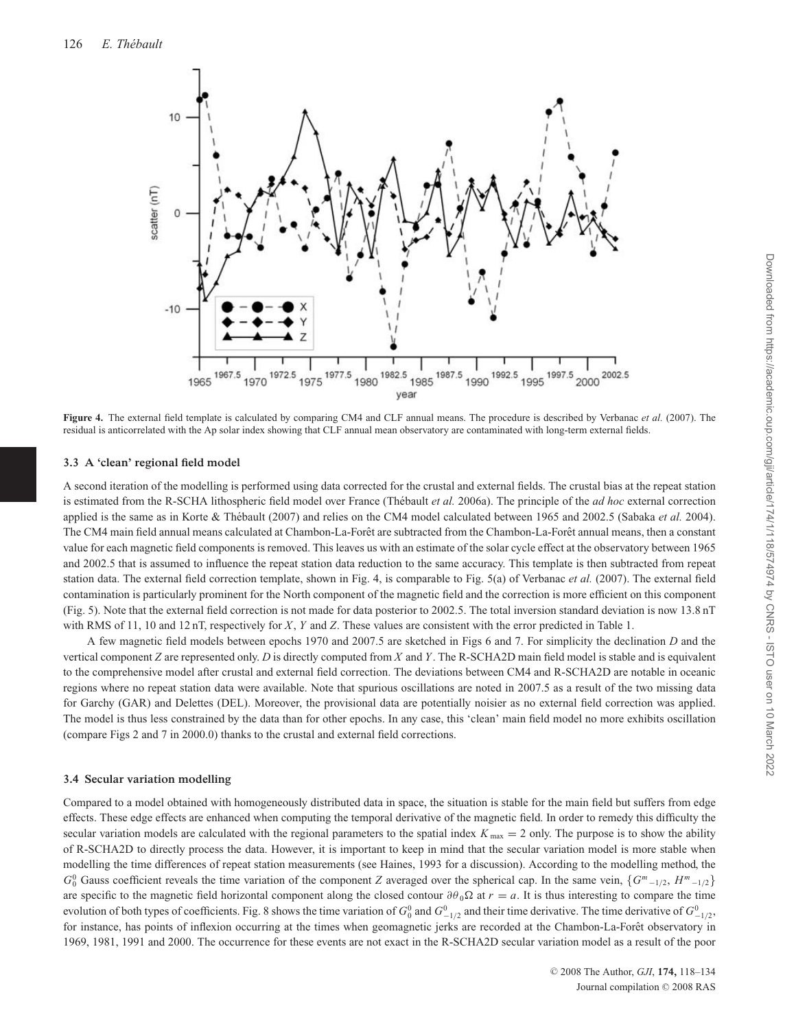**Figure 4.** The external field template is calculated by comparing CM4 and CLF annual means. The procedure is described by Verbanac *et al.* (2007). The residual is anticorrelated with the Ap solar index showing that CLF annual mean observatory are contaminated with long-term external fields.

### 3.3 A 'clean' regional field model

A second iteration of the modelling is performed using data corrected for the crustal and external fields. The crustal bias at the repeat station is estimated from the R-SCHA lithospheric field model over France (Thébault *et al.* 2006a). The principle of the *ad hoc* external correction applied is the same as in Korte & Thébault (2007) and relies on the CM4 model calculated between 1965 and 2002.5 (Sabaka *et al.* 2004). The CM4 main field annual means calculated at Chambon-La-Forêt are subtracted from the Chambon-La-Forêt annual means, then a constant value for each magnetic field components is removed. This leaves us with an estimate of the solar cycle effect at the observatory between 1965 and 2002.5 that is assumed to influence the repeat station data reduction to the same accuracy. This template is then subtracted from repeat station data. The external field correction template, shown in Fig. 4, is comparable to Fig. 5(a) of Verbanac *et al.* (2007). The external field contamination is particularly prominent for the North component of the magnetic field and the correction is more efficient on this component (Fig. 5). Note that the external field correction is not made for data posterior to 2002.5. The total inversion standard deviation is now 13.8 nT with RMS of 11, 10 and 12 nT, respectively for $X$, $Y$ and $Z$. These values are consistent with the error predicted in Table 1.

A few magnetic field models between epochs 1970 and 2007.5 are sketched in Figs 6 and 7. For simplicity the declination $D$ and the vertical component $Z$ are represented only. $D$ is directly computed from $X$ and $Y$. The R-SCHA2D main field model is stable and is equivalent to the comprehensive model after crustal and external field correction. The deviations between CM4 and R-SCHA2D are notable in oceanic regions where no repeat station data were available. Note that spurious oscillations are noted in 2007.5 as a result of the two missing data for Garchy (GAR) and Delettes (DEL). Moreover, the provisional data are potentially noisier as no external field correction was applied. The model is thus less constrained by the data than for other epochs. In any case, this 'clean' main field model no more exhibits oscillation (compare Figs 2 and 7 in 2000.0) thanks to the crustal and external field corrections.

### 3.4 Secular variation modelling

Compared to a model obtained with homogeneously distributed data in space, the situation is stable for the main field but suffers from edge effects. These edge effects are enhanced when computing the temporal derivative of the magnetic field. In order to remedy this difficulty the secular variation models are calculated with the regional parameters to the spatial index $K_{\max} = 2$ only. The purpose is to show the ability of R-SCHA2D to directly process the data. However, it is important to keep in mind that the secular variation model is more stable when modelling the time differences of repeat station measurements (see Haines, 1993 for a discussion). According to the modelling method, the $G_0^0$ Gauss coefficient reveals the time variation of the component $Z$ averaged over the spherical cap. In the same vein, $\{G^m{}_{-1/2}, H^m{}_{-1/2}\}$ are specific to the magnetic field horizontal component along the closed contour $\partial\theta_0\Omega$ at $r = a$. It is thus interesting to compare the time evolution of both types of coefficients. Fig. 8 shows the time variation of $G_0^0$ and $G^0_{-1/2}$ and their time derivative. The time derivative of $G^0_{-1/2}$, for instance, has points of inflexion occurring at the times when geomagnetic jerks are recorded at the Chambon-La-Forêt observatory in 1969, 1981, 1991 and 2000. The occurrence for these events are not exact in the R-SCHA2D secular variation model as a result of the poor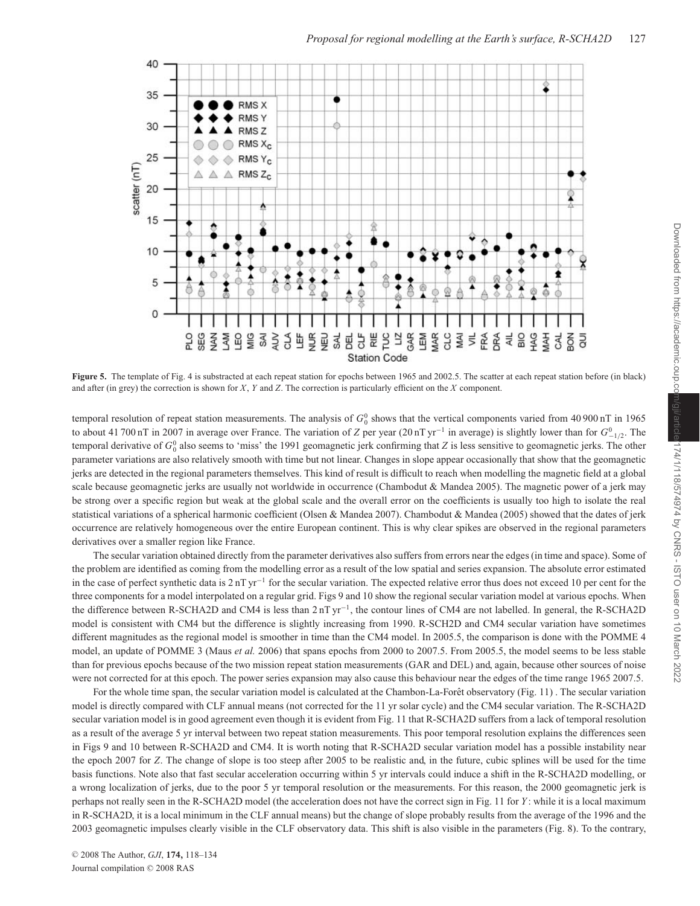**Figure 5.** The template of Fig. 4 is substracted at each repeat station for epochs between 1965 and 2002.5. The scatter at each repeat station before (in black) and after (in grey) the correction is shown for $X$, $Y$ and $Z$. The correction is particularly efficient on the $X$ component.

temporal resolution of repeat station measurements. The analysis of $G_0^0$ shows that the vertical components varied from 40 900 nT in 1965 to about 41 700 nT in 2007 in average over France. The variation of $Z$ per year (20 nT yr$^{-1}$ in average) is slightly lower than for $G_{-1/2}^0$. The temporal derivative of $G_0^0$ also seems to 'miss' the 1991 geomagnetic jerk confirming that $Z$ is less sensitive to geomagnetic jerks. The other parameter variations are also relatively smooth with time but not linear. Changes in slope appear occasionally that show that the geomagnetic jerks are detected in the regional parameters themselves. This kind of result is difficult to reach when modelling the magnetic field at a global scale because geomagnetic jerks are usually not worldwide in occurrence (Chambodut & Mandea 2005). The magnetic power of a jerk may be strong over a specific region but weak at the global scale and the overall error on the coefficients is usually too high to isolate the real statistical variations of a spherical harmonic coefficient (Olsen & Mandea 2007). Chambodut & Mandea (2005) showed that the dates of jerk occurrence are relatively homogeneous over the entire European continent. This is why clear spikes are observed in the regional parameters derivatives over a smaller region like France.

The secular variation obtained directly from the parameter derivatives also suffers from errors near the edges (in time and space). Some of the problem are identified as coming from the modelling error as a result of the low spatial and series expansion. The absolute error estimated in the case of perfect synthetic data is 2 nT yr$^{-1}$ for the secular variation. The expected relative error thus does not exceed 10 per cent for the three components for a model interpolated on a regular grid. Figs 9 and 10 show the regional secular variation model at various epochs. When the difference between R-SCHA2D and CM4 is less than 2 nT yr$^{-1}$, the contour lines of CM4 are not labelled. In general, the R-SCHA2D model is consistent with CM4 but the difference is slightly increasing from 1990. R-SCH2D and CM4 secular variation have sometimes different magnitudes as the regional model is smoother in time than the CM4 model. In 2005.5, the comparison is done with the POMME 4 model, an update of POMME 3 (Maus *et al.* 2006) that spans epochs from 2000 to 2007.5. From 2005.5, the model seems to be less stable than for previous epochs because of the two mission repeat station measurements (GAR and DEL) and, again, because other sources of noise were not corrected for at this epoch. The power series expansion may also cause this behaviour near the edges of the time range 1965 2007.5.

For the whole time span, the secular variation model is calculated at the Chambon-La-Forêt observatory (Fig. 11) . The secular variation model is directly compared with CLF annual means (not corrected for the 11 yr solar cycle) and the CM4 secular variation. The R-SCHA2D secular variation model is in good agreement even though it is evident from Fig. 11 that R-SCHA2D suffers from a lack of temporal resolution as a result of the average 5 yr interval between two repeat station measurements. This poor temporal resolution explains the differences seen in Figs 9 and 10 between R-SCHA2D and CM4. It is worth noting that R-SCHA2D secular variation model has a possible instability near the epoch 2007 for $Z$. The change of slope is too steep after 2005 to be realistic and, in the future, cubic splines will be used for the time basis functions. Note also that fast secular acceleration occurring within 5 yr intervals could induce a shift in the R-SCHA2D modelling, or a wrong localization of jerks, due to the poor 5 yr temporal resolution or the measurements. For this reason, the 2000 geomagnetic jerk is perhaps not really seen in the R-SCHA2D model (the acceleration does not have the correct sign in Fig. 11 for $Y$: while it is a local maximum in R-SCHA2D, it is a local minimum in the CLF annual means) but the change of slope probably results from the average of the 1996 and the 2003 geomagnetic impulses clearly visible in the CLF observatory data. This shift is also visible in the parameters (Fig. 8). To the contrary,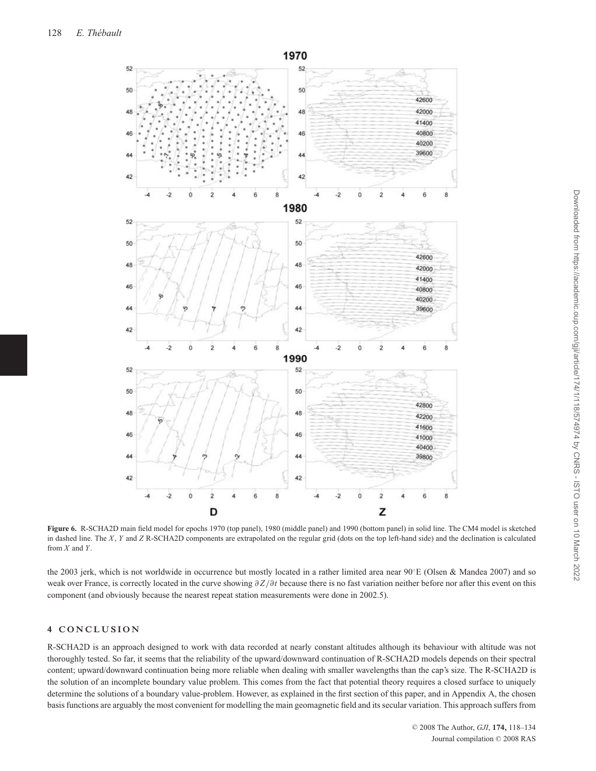**Figure 6.** R-SCHA2D main field model for epochs 1970 (top panel), 1980 (middle panel) and 1990 (bottom panel) in solid line. The CM4 model is sketched in dashed line. The $X$, $Y$ and $Z$ R-SCHA2D components are extrapolated on the regular grid (dots on the top left-hand side) and the declination is calculated from $X$ and $Y$.

the 2003 jerk, which is not worldwide in occurrence but mostly located in a rather limited area near 90°E (Olsen & Mandea 2007) and so weak over France, is correctly located in the curve showing $\partial Z/\partial t$ because there is no fast variation neither before nor after this event on this component (and obviously because the nearest repeat station measurements were done in 2002.5).

## 4 CONCLUSION

R-SCHA2D is an approach designed to work with data recorded at nearly constant altitudes although its behaviour with altitude was not thoroughly tested. So far, it seems that the reliability of the upward/downward continuation of R-SCHA2D models depends on their spectral content; upward/downward continuation being more reliable when dealing with smaller wavelengths than the cap's size. The R-SCHA2D is the solution of an incomplete boundary value-problem. This comes from the fact that potential theory requires a closed surface to uniquely determine the solutions of a boundary value-problem. However, as explained in the first section of this paper, and in Appendix A, the chosen basis functions are arguably the most convenient for modelling the main geomagnetic field and its secular variation. This approach suffers from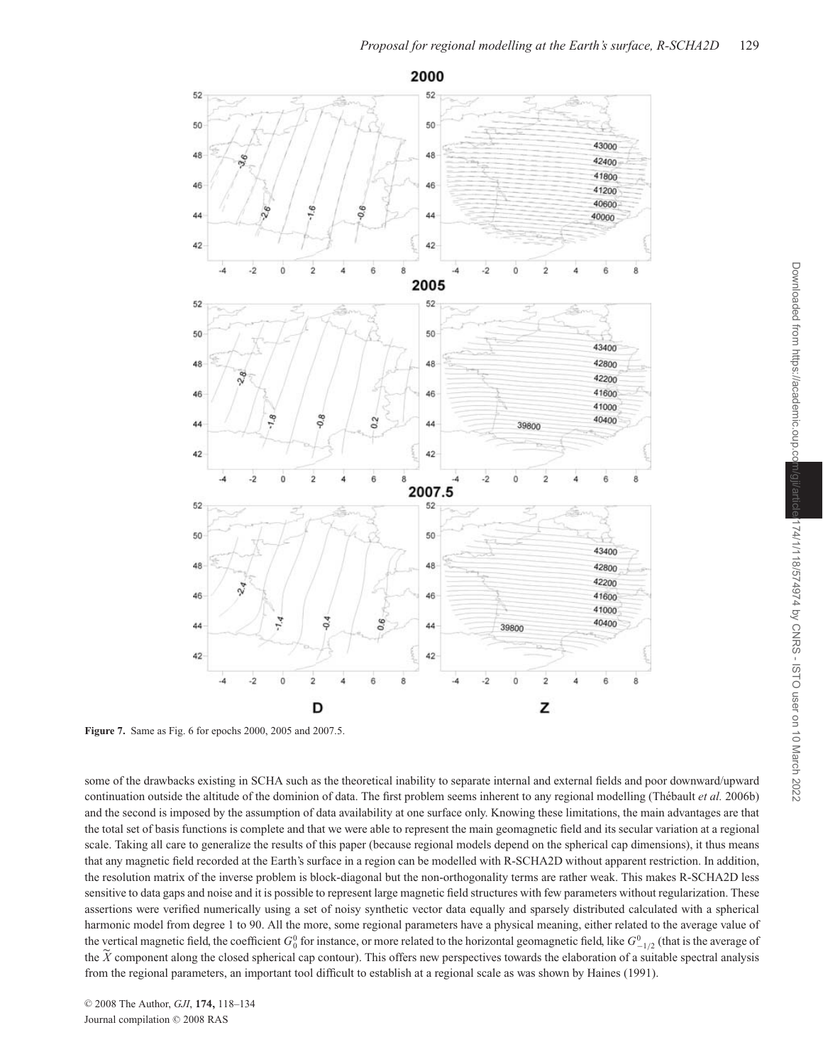**Figure 7.** Same as Fig. 6 for epochs 2000, 2005 and 2007.5.

some of the drawbacks existing in SCHA such as the theoretical inability to separate internal and external fields and poor downward/upward continuation outside the altitude of the dominion of data. The first problem seems inherent to any regional modelling (Thébault *et al.* 2006b) and the second is imposed by the assumption of data availability at one surface only. Knowing these limitations, the main advantages are that the total set of basis functions is complete and that we were able to represent the main geomagnetic field and its secular variation at a regional scale. Taking all care to generalize the results of this paper (because regional models depend on the spherical cap dimensions), it thus means that any magnetic field recorded at the Earth's surface in a region can be modelled with R-SCHA2D without apparent restriction. In addition, the resolution matrix of the inverse problem is block-diagonal but the non-orthogonality terms are rather weak. This makes R-SCHA2D less sensitive to data gaps and noise and it is possible to represent large magnetic field structures with few parameters without regularization. These assertions were verified numerically using a set of noisy synthetic vector data equally and sparsely distributed calculated with a spherical harmonic model from degree 1 to 90. All the more, some regional parameters have a physical meaning, either related to the average value of the vertical magnetic field, the coefficient $G_0^0$ for instance, or more related to the horizontal geomagnetic field, like $G_{-1/2}^0$ (that is the average of the $\widetilde{X}$ component along the closed spherical cap contour). This offers new perspectives towards the elaboration of a suitable spectral analysis from the regional parameters, an important tool difficult to establish at a regional scale as was shown by Haines (1991).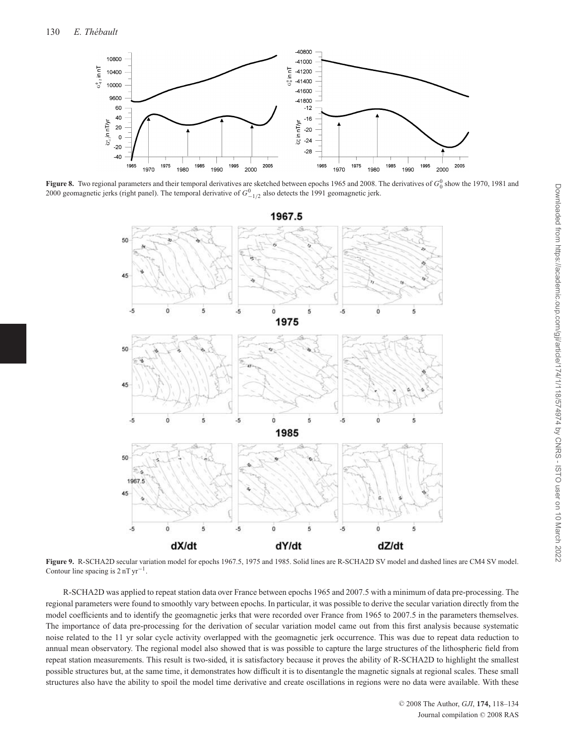**Figure 8.** Two regional parameters and their temporal derivatives are sketched between epochs 1965 and 2008. The derivatives of $G_0^0$ show the 1970, 1981 and 2000 geomagnetic jerks (right panel). The temporal derivative of $G_{-1/2}^0$ also detects the 1991 geomagnetic jerk.

**Figure 9.** R-SCHA2D secular variation model for epochs 1967.5, 1975 and 1985. Solid lines are R-SCHA2D SV model and dashed lines are CM4 SV model. Contour line spacing is $2\,\mathrm{nT\,yr^{-1}}$.

R-SCHA2D was applied to repeat station data over France between epochs 1965 and 2007.5 with a minimum of data pre-processing. The regional parameters were found to smoothly vary between epochs. In particular, it was possible to derive the secular variation directly from the model coefficients and to identify the geomagnetic jerks that were recorded over France from 1965 to 2007.5 in the parameters themselves. The importance of data pre-processing for the derivation of secular variation model came out from this first analysis because systematic noise related to the 11 yr solar cycle activity overlapped with the geomagnetic jerk occurrence. This was due to repeat data reduction to annual mean observatory. The regional model also showed that is was possible to capture the large structures of the lithospheric field from repeat station measurements. This result is two-sided, it is satisfactory because it proves the ability of R-SCHA2D to highlight the smallest possible structures but, at the same time, it demonstrates how difficult it is to disentangle the magnetic signals at regional scales. These small structures also have the ability to spoil the model time derivative and create oscillations in regions were no data were available. With these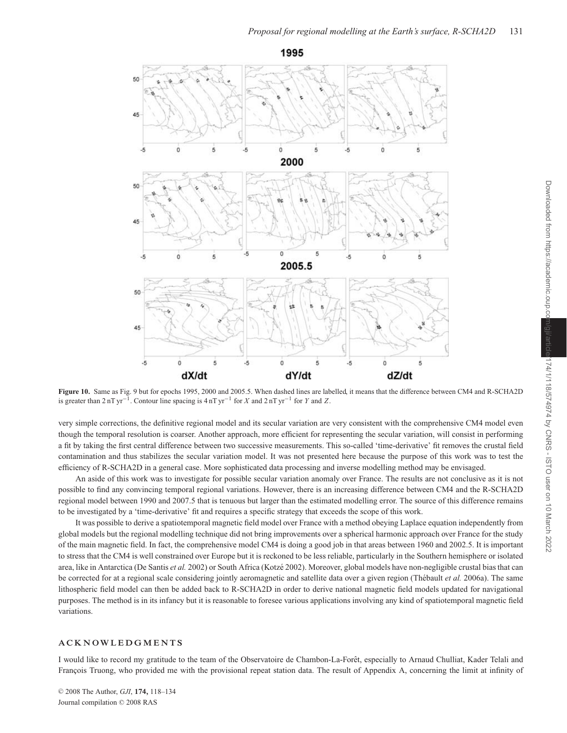**Figure 10.** Same as Fig. 9 but for epochs 1995, 2000 and 2005.5. When dashed lines are labelled, it means that the difference between CM4 and R-SCHA2D is greater than 2 nT yr$^{-1}$. Contour line spacing is 4 nT yr$^{-1}$ for $X$ and 2 nT yr$^{-1}$ for $Y$ and $Z$.

very simple corrections, the definitive regional model and its secular variation are very consistent with the comprehensive CM4 model even though the temporal resolution is coarser. Another approach, more efficient for representing the secular variation, will consist in performing a fit by taking the first central difference between two successive measurements. This so-called 'time-derivative' fit removes the crustal field contamination and thus stabilizes the secular variation model. It was not presented here because the purpose of this work was to test the efficiency of R-SCHA2D in a general case. More sophisticated data processing and inverse modelling method may be envisaged.

An aside of this work was to investigate for possible secular variation anomaly over France. The results are not conclusive as it is not possible to find any convincing temporal regional variations. However, there is an increasing difference between CM4 and the R-SCHA2D regional model between 1990 and 2007.5 that is tenuous but larger than the estimated modelling error. The source of this difference remains to be investigated by a 'time-derivative' fit and requires a specific strategy that exceeds the scope of this work.

It was possible to derive a spatiotemporal magnetic field model over France with a method obeying Laplace equation independently from global models but the regional modelling technique did not bring improvements over a spherical harmonic approach over France for the study of the main magnetic field. In fact, the comprehensive model CM4 is doing a good job in that areas between 1960 and 2002.5. It is important to stress that the CM4 is well constrained over Europe but it is reckoned to be less reliable, particularly in the Southern hemisphere or isolated area, like in Antarctica (De Santis *et al.* 2002) or South Africa (Kotzé 2002). Moreover, global models have non-negligible crustal bias that can be corrected for at a regional scale considering jointly aeromagnetic and satellite data over a given region (Thébault *et al.* 2006a). The same lithospheric field model can then be added back to R-SCHA2D in order to derive national magnetic field models updated for navigational purposes. The method is in its infancy but it is reasonable to foresee various applications involving any kind of spatiotemporal magnetic field variations.

## ACKNOWLEDGMENTS

I would like to record my gratitude to the team of the Observatoire de Chambon-La-Forêt, especially to Arnaud Chulliat, Kader Telali and François Truong, who provided me with the provisional repeat station data. The result of Appendix A, concerning the limit at infinity of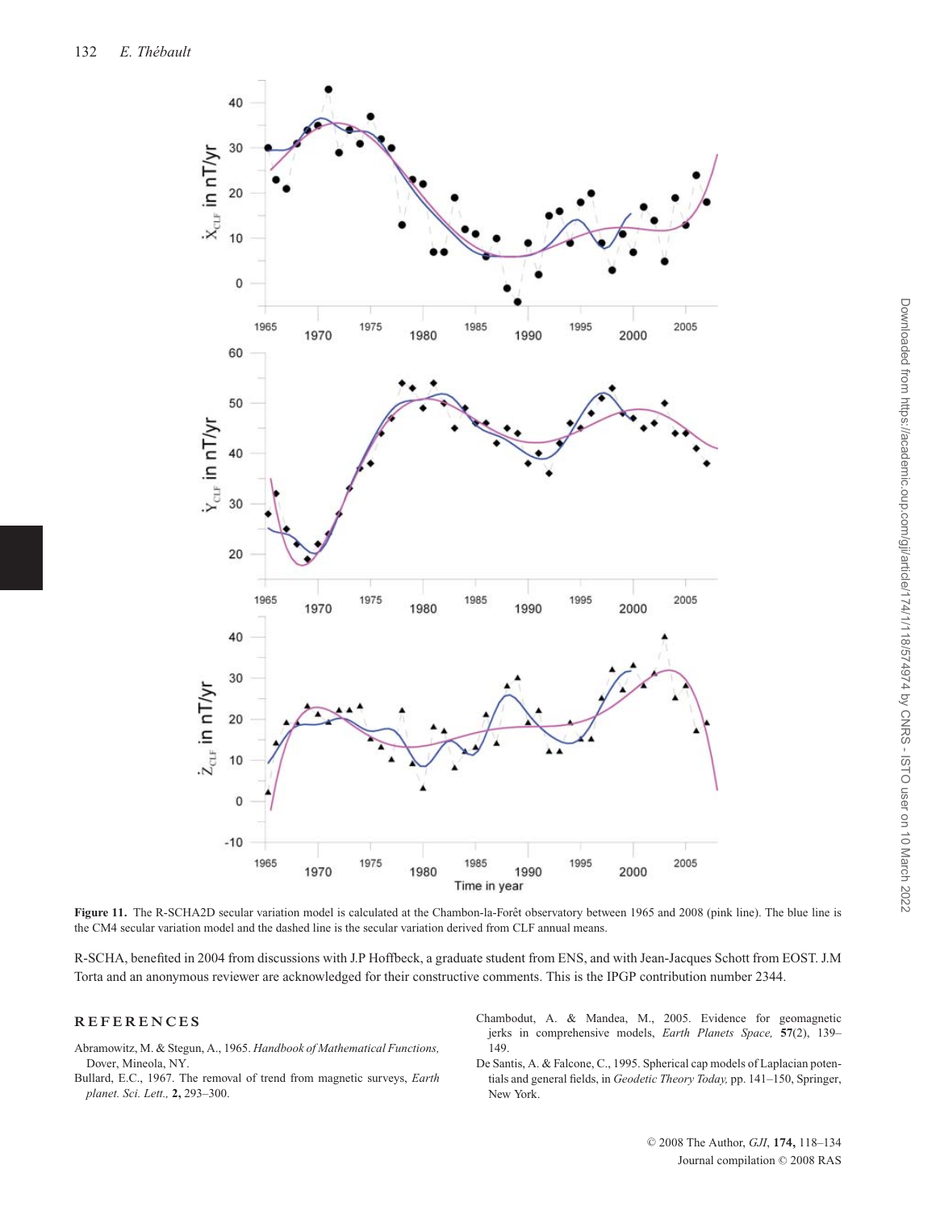**Figure 11.** The R-SCHA2D secular variation model is calculated at the Chambon-la-Forêt observatory between 1965 and 2008 (pink line). The blue line is the CM4 secular variation model and the dashed line is the secular variation derived from CLF annual means.

R-SCHA, benefited in 2004 from discussions with J.P Hoffbeck, a graduate student from ENS, and with Jean-Jacques Schott from EOST. J.M Torta and an anonymous reviewer are acknowledged for their constructive comments. This is the IPGP contribution number 2344.

## REFERENCES

Abramowitz, M. & Stegun, A., 1965. *Handbook of Mathematical Functions,* Dover, Mineola, NY.

Bullard, E.C., 1967. The removal of trend from magnetic surveys, *Earth planet. Sci. Lett.,* **2,** 293–300.

Chambodut, A. & Mandea, M., 2005. Evidence for geomagnetic jerks in comprehensive models, *Earth Planets Space,* **57**(2), 139–149.

De Santis, A. & Falcone, C., 1995. Spherical cap models of Laplacian potentials and general fields, in *Geodetic Theory Today,* pp. 141–150, Springer, New York.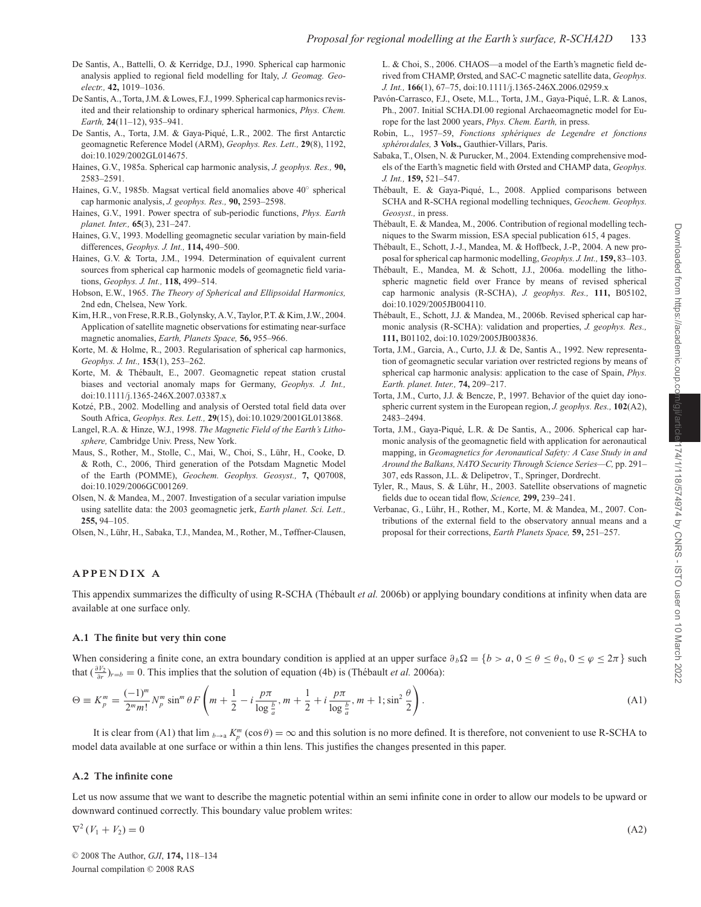De Santis, A., Battelli, O. & Kerridge, D.J., 1990. Spherical cap harmonic analysis applied to regional field modelling for Italy, *J. Geomag. Geoelectr.,* **42,** 1019–1036.

De Santis, A., Torta, J.M. & Lowes, F.J., 1999. Spherical cap harmonics revisited and their relationship to ordinary spherical harmonics, *Phys. Chem. Earth,* **24**(11–12), 935–941.

De Santis, A., Torta, J.M. & Gaya-Piqué, L.R., 2002. The first Antarctic geomagnetic Reference Model (ARM), *Geophys. Res. Lett.,* **29**(8), 1192, doi:10.1029/2002GL014675.

Haines, G.V., 1985a. Spherical cap harmonic analysis, *J. geophys. Res.,* **90,** 2583–2591.

Haines, G.V., 1985b. Magsat vertical field anomalies above 40° spherical cap harmonic analysis, *J. geophys. Res.,* **90,** 2593–2598.

Haines, G.V., 1991. Power spectra of sub-periodic functions, *Phys. Earth planet. Inter.,* **65**(3), 231–247.

Haines, G.V., 1993. Modelling geomagnetic secular variation by main-field differences, *Geophys. J. Int.,* **114,** 490–500.

Haines, G.V. & Torta, J.M., 1994. Determination of equivalent current sources from spherical cap harmonic models of geomagnetic field variations, *Geophys. J. Int.,* **118,** 499–514.

Hobson, E.W., 1965. *The Theory of Spherical and Ellipsoidal Harmonics,* 2nd edn, Chelsea, New York.

Kim, H.R., von Frese, R.R.B., Golynsky, A.V., Taylor, P.T. & Kim, J.W., 2004. Application of satellite magnetic observations for estimating near-surface magnetic anomalies, *Earth, Planets Space,* **56,** 955–966.

Korte, M. & Holme, R., 2003. Regularisation of spherical cap harmonics, *Geophys. J. Int.,* **153**(1), 253–262.

Korte, M. & Thébault, E., 2007. Geomagnetic repeat station crustal biases and vectorial anomaly maps for Germany, *Geophys. J. Int.,* doi:10.1111/j.1365-246X.2007.03387.x

Kotzé, P.B., 2002. Modelling and analysis of Oersted total field data over South Africa, *Geophys. Res. Lett.,* **29**(15), doi:10.1029/2001GL013868.

Langel, R.A. & Hinze, W.J., 1998. *The Magnetic Field of the Earth's Lithosphere,* Cambridge Univ. Press, New York.

Maus, S., Rother, M., Stolle, C., Mai, W., Choi, S., Lühr, H., Cooke, D. & Roth, C., 2006, Third generation of the Potsdam Magnetic Model of the Earth (POMME), *Geochem. Geophys. Geosyst.,* **7,** Q07008, doi:10.1029/2006GC001269.

Olsen, N. & Mandea, M., 2007. Investigation of a secular variation impulse using satellite data: the 2003 geomagnetic jerk, *Earth planet. Sci. Lett.,* **255,** 94–105.

Olsen, N., Lühr, H., Sabaka, T.J., Mandea, M., Rother, M., Tøffner-Clausen, L. & Choi, S., 2006. CHAOS—a model of the Earth's magnetic field derived from CHAMP, Ørsted, and SAC-C magnetic satellite data, *Geophys. J. Int.,* **166**(1), 67–75, doi:10.1111/j.1365-246X.2006.02959.x

Pavón-Carrasco, F.J., Osete, M.L., Torta, J.M., Gaya-Piqué, L.R. & Lanos, Ph., 2007. Initial SCHA.DI.00 regional Archaeomagnetic model for Europe for the last 2000 years, *Phys. Chem. Earth,* in press.

Robin, L., 1957–59, *Fonctions sphériques de Legendre et fonctions sphéroïdales,* **3 Vols.,** Gauthier-Villars, Paris.

Sabaka, T., Olsen, N. & Purucker, M., 2004. Extending comprehensive models of the Earth's magnetic field with Ørsted and CHAMP data, *Geophys. J. Int.,* **159,** 521–547.

Thébault, E. & Gaya-Piqué, L., 2008. Applied comparisons between SCHA and R-SCHA regional modelling techniques, *Geochem. Geophys. Geosyst.,* in press.

Thébault, E. & Mandea, M., 2006. Contribution of regional modelling techniques to the Swarm mission, ESA special publication 615, 4 pages.

Thébault, E., Schott, J.-J., Mandea, M. & Hoffbeck, J.-P., 2004. A new proposal for spherical cap harmonic modelling, *Geophys. J. Int.,* **159,** 83–103.

Thébault, E., Mandea, M. & Schott, J.J., 2006a. modelling the lithospheric magnetic field over France by means of revised spherical cap harmonic analysis (R-SCHA), *J. geophys. Res.,* **111,** B05102, doi:10.1029/2005JB004110.

Thébault, E., Schott, J.J. & Mandea, M., 2006b. Revised spherical cap harmonic analysis (R-SCHA): validation and properties, *J. geophys. Res.,* **111,** B01102, doi:10.1029/2005JB003836.

Torta, J.M., Garcia, A., Curto, J.J. & De Santis A., 1992. New representation of geomagnetic secular variation over restricted regions by means of spherical cap harmonic analysis: application to the case of Spain, *Phys. Earth. planet. Inter.,* **74,** 209–217.

Torta, J.M., Curto, J.J. & Bencze, P., 1997. Behavior of the quiet day ionospheric current system in the European region, *J. geophys. Res.,* **102**(A2), 2483–2494.

Torta, J.M., Gaya-Piqué, L.R. & De Santis, A., 2006. Spherical cap harmonic analysis of the geomagnetic field with application for aeronautical mapping, in *Geomagnetics for Aeronautical Safety: A Case Study in and Around the Balkans, NATO Security Through Science Series—C,* pp. 291–307, eds Rasson, J.L. & Delipetrov, T., Springer, Dordrecht.

Tyler, R., Maus, S. & Lühr, H., 2003. Satellite observations of magnetic fields due to ocean tidal flow, *Science,* **299,** 239–241.

Verbanac, G., Lühr, H., Rother, M., Korte, M. & Mandea, M., 2007. Contributions of the external field to the observatory annual means and a proposal for their corrections, *Earth Planets Space,* **59,** 251–257.

## APPENDIX A

This appendix summarizes the difficulty of using R-SCHA (Thébault *et al.* 2006b) or applying boundary conditions at infinity when data are available at one surface only.

### A.1 The finite but very thin cone

When considering a finite cone, an extra boundary condition is applied at an upper surface $\partial_b \Omega = \{b > a, 0 \leq \theta \leq \theta_0, 0 \leq \varphi \leq 2\pi\}$ such that $(\frac{\partial V_2}{\partial r})_{r=b} = 0$. This implies that the solution of equation (4b) is (Thébault *et al.* 2006a):

$$\Theta \equiv K_p^m = \frac{(-1)^m}{2^m m!} N_p^m \sin^m \theta F\left(m + \frac{1}{2} - i\frac{p\pi}{\log\frac{b}{a}}, m + \frac{1}{2} + i\frac{p\pi}{\log\frac{b}{a}}, m+1; \sin^2\frac{\theta}{2}\right). \tag{A1}$$

It is clear from (A1) that $\lim_{b \to a} K_p^m(\cos\theta) = \infty$ and this solution is no more defined. It is therefore, not convenient to use R-SCHA to model data available at one surface or within a thin lens. This justifies the changes presented in this paper.

### A.2 The infinite cone

Let us now assume that we want to describe the magnetic potential within an semi infinite cone in order to allow our models to be upward or downward continued correctly. This boundary value problem writes:

$$\nabla^2 (V_1 + V_2) = 0 \tag{A2}$$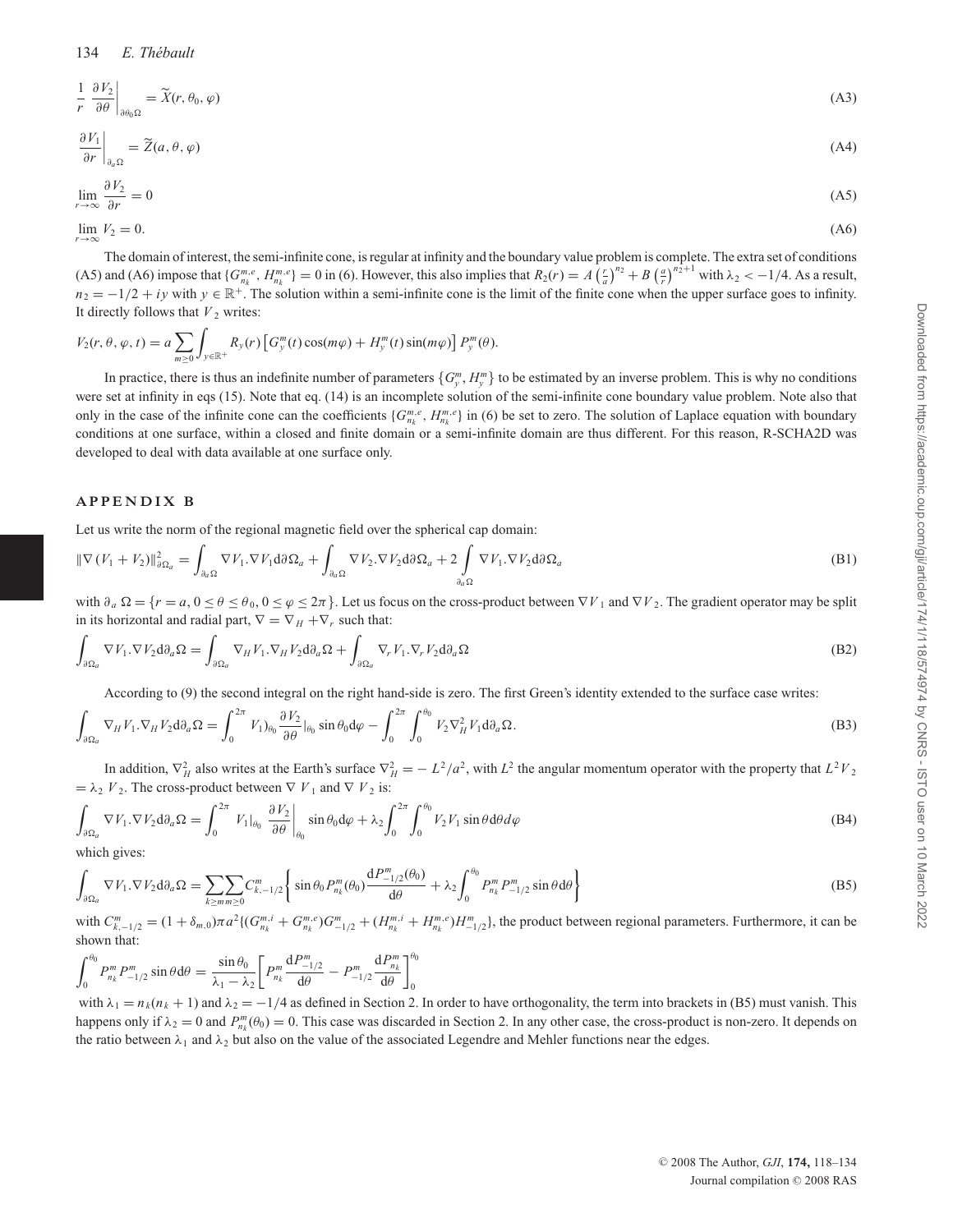$$\frac{1}{r}\left.\frac{\partial V_2}{\partial\theta}\right|_{\partial\theta_0\Omega} = \widetilde{X}(r,\theta_0,\varphi) \tag{A3}$$

$$\left.\frac{\partial V_1}{\partial r}\right|_{\partial_a\Omega} = \widetilde{Z}(a,\theta,\varphi) \tag{A4}$$

$$\lim_{r\to\infty}\frac{\partial V_2}{\partial r} = 0 \tag{A5}$$

$$\lim_{r\to\infty} V_2 = 0. \tag{A6}$$

The domain of interest, the semi-infinite cone, is regular at infinity and the boundary value problem is complete. The extra set of conditions (A5) and (A6) impose that $\{G_{n_k}^{m,e}, H_{n_k}^{m,e}\} = 0$ in (6). However, this also implies that $R_2(r) = A\left(\frac{r}{a}\right)^{n_2} + B\left(\frac{a}{r}\right)^{n_2+1}$ with $\lambda_2 < -1/4$. As a result, $n_2 = -1/2 + iy$ with $y \in \mathbb{R}^+$. The solution within a semi-infinite cone is the limit of the finite cone when the upper surface goes to infinity. It directly follows that $V_2$ writes:

$$V_2(r,\theta,\varphi,t) = a\sum_{m\geq 0}\int_{y\in\mathbb{R}^+} R_y(r)\left[G_y^m(t)\cos(m\varphi) + H_y^m(t)\sin(m\varphi)\right]P_y^m(\theta).$$

In practice, there is thus an indefinite number of parameters $\{G_y^m, H_y^m\}$ to be estimated by an inverse problem. This is why no conditions were set at infinity in eqs (15). Note that eq. (14) is an incomplete solution of the semi-infinite cone boundary value problem. Note also that only in the case of the infinite cone can the coefficients $\{G_{n_k}^{m,e}, H_{n_k}^{m,e}\}$ in (6) be set to zero. The solution of Laplace equation with boundary conditions at one surface, within a closed and finite domain or a semi-infinite domain are thus different. For this reason, R-SCHA2D was developed to deal with data available at one surface only.

## APPENDIX B

Let us write the norm of the regional magnetic field over the spherical cap domain:

$$\|\nabla(V_1+V_2)\|^2_{\partial\Omega_a} = \int_{\partial_a\Omega}\nabla V_1.\nabla V_1 \mathrm{d}\partial\Omega_a + \int_{\partial_a\Omega}\nabla V_2.\nabla V_2 \mathrm{d}\partial\Omega_a + 2\int_{\partial_a\Omega}\nabla V_1.\nabla V_2 \mathrm{d}\partial\Omega_a \tag{B1}$$

with $\partial_a\Omega = \{r = a, 0 \leq \theta \leq \theta_0, 0 \leq \varphi \leq 2\pi\}$. Let us focus on the cross-product between $\nabla V_1$ and $\nabla V_2$. The gradient operator may be split in its horizontal and radial part, $\nabla = \nabla_H + \nabla_r$ such that:

$$\int_{\partial\Omega_a}\nabla V_1.\nabla V_2 \mathrm{d}\partial_a\Omega = \int_{\partial\Omega_a}\nabla_H V_1.\nabla_H V_2 \mathrm{d}\partial_a\Omega + \int_{\partial\Omega_a}\nabla_r V_1.\nabla_r V_2 \mathrm{d}\partial_a\Omega \tag{B2}$$

According to (9) the second integral on the right hand-side is zero. The first Green's identity extended to the surface case writes:

$$\int_{\partial\Omega_a}\nabla_H V_1.\nabla_H V_2 \mathrm{d}\partial_a\Omega = \int_0^{2\pi} V_1)_{\theta_0}\frac{\partial V_2}{\partial\theta}|_{\theta_0}\sin\theta_0 \mathrm{d}\varphi - \int_0^{2\pi}\int_0^{\theta_0} V_2\nabla_H^2 V_1 \mathrm{d}\partial_a\Omega. \tag{B3}$$

In addition, $\nabla_H^2$ also writes at the Earth's surface $\nabla_H^2 = -L^2/a^2$, with $L^2$ the angular momentum operator with the property that $L^2 V_2 = \lambda_2 V_2$. The cross-product between $\nabla V_1$ and $\nabla V_2$ is:

$$\int_{\partial\Omega_a}\nabla V_1.\nabla V_2 \mathrm{d}\partial_a\Omega = \int_0^{2\pi} V_1|_{\theta_0}\left.\frac{\partial V_2}{\partial\theta}\right|_{\theta_0}\sin\theta_0 \mathrm{d}\varphi + \lambda_2\int_0^{2\pi}\int_0^{\theta_0} V_2 V_1 \sin\theta \mathrm{d}\theta d\varphi \tag{B4}$$

which gives:

$$\int_{\partial\Omega_a}\nabla V_1.\nabla V_2 \mathrm{d}\partial_a\Omega = \sum_{k\geq m}\sum_{m\geq 0} C_{k,-1/2}^m\left\{\sin\theta_0 P_{n_k}^m(\theta_0)\frac{\mathrm{d}P_{-1/2}^m(\theta_0)}{\mathrm{d}\theta} + \lambda_2\int_0^{\theta_0} P_{n_k}^m P_{-1/2}^m \sin\theta \mathrm{d}\theta\right\} \tag{B5}$$

with $C_{k,-1/2}^m = (1+\delta_{m,0})\pi a^2\{(G_{n_k}^{m,i} + G_{n_k}^{m,e})G_{-1/2}^m + (H_{n_k}^{m,i} + H_{n_k}^{m,e})H_{-1/2}^m\}$, the product between regional parameters. Furthermore, it can be shown that:

$$\int_0^{\theta_0} P_{n_k}^m P_{-1/2}^m \sin\theta \mathrm{d}\theta = \frac{\sin\theta_0}{\lambda_1 - \lambda_2}\left[P_{n_k}^m\frac{\mathrm{d}P_{-1/2}^m}{\mathrm{d}\theta} - P_{-1/2}^m\frac{\mathrm{d}P_{n_k}^m}{\mathrm{d}\theta}\right]_0^{\theta_0}$$

with $\lambda_1 = n_k(n_k+1)$ and $\lambda_2 = -1/4$ as defined in Section 2. In order to have orthogonality, the term into brackets in (B5) must vanish. This happens only if $\lambda_2 = 0$ and $P_{n_k}^m(\theta_0) = 0$. This case was discarded in Section 2. In any other case, the cross-product is non-zero. It depends on the ratio between $\lambda_1$ and $\lambda_2$ but also on the value of the associated Legendre and Mehler functions near the edges.